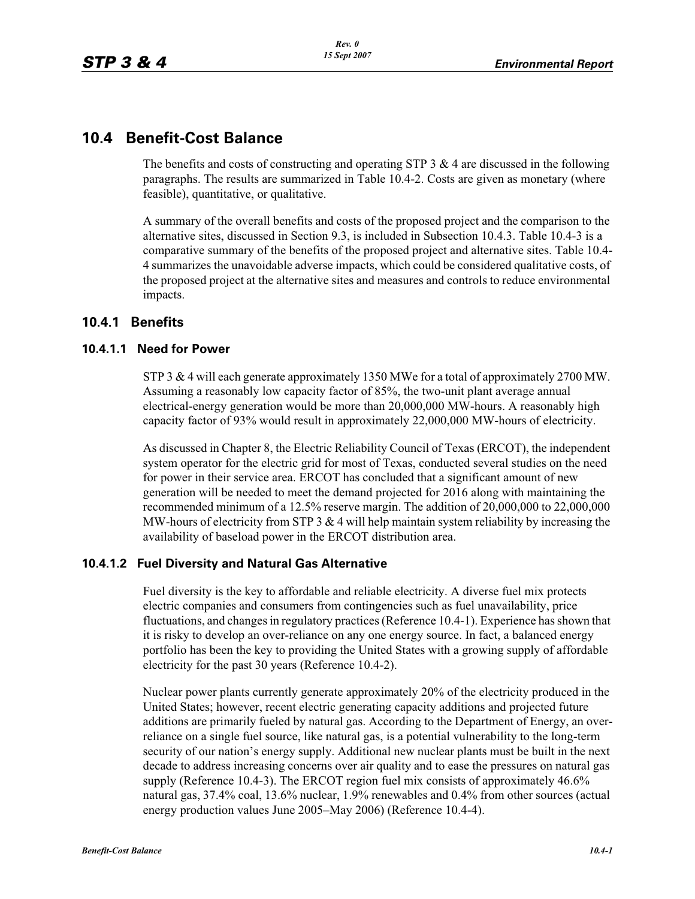# 10.4 Benefit-Cost Balance

The benefits and costs of constructing and operating STP 3 & 4 are discussed in the following paragraphs. The results are summarized in Table 10.4-2. Costs are given as monetary (where feasible), quantitative, or qualitative.

A summary of the overall benefits and costs of the proposed project and the comparison to the alternative sites, discussed in Section 9.3, is included in Subsection 10.4.3. Table 10.4-3 is a comparative summary of the benefits of the proposed project and alternative sites. Table 10.4-4 summarizes the unavoidable adverse impacts, which could be considered qualitative costs, of the proposed project at the alternative sites and measures and controls to reduce environmental impacts.

## 10.4.1 Benefits

### 10.4.1.1 Need for Power

STP 3 & 4 will each generate approximately 1350 MWe for a total of approximately 2700 MW. Assuming a reasonably low capacity factor of 85%, the two-unit plant average annual electrical-energy generation would be more than 20,000,000 MW-hours. A reasonably high capacity factor of 93% would result in approximately 22,000,000 MW-hours of electricity.

As discussed in Chapter 8, the Electric Reliability Council of Texas (ERCOT), the independent system operator for the electric grid for most of Texas, conducted several studies on the need for power in their service area. ERCOT has concluded that a significant amount of new generation will be needed to meet the demand projected for 2016 along with maintaining the recommended minimum of a 12.5% reserve margin. The addition of 20,000,000 to 22,000,000 MW-hours of electricity from STP 3 & 4 will help maintain system reliability by increasing the availability of baseload power in the ERCOT distribution area.

### 10.4.1.2 Fuel Diversity and Natural Gas Alternative

Fuel diversity is the key to affordable and reliable electricity. A diverse fuel mix protects electric companies and consumers from contingencies such as fuel unavailability, price fluctuations, and changes in regulatory practices (Reference 10.4-1). Experience has shown that it is risky to develop an over-reliance on any one energy source. In fact, a balanced energy portfolio has been the key to providing the United States with a growing supply of affordable electricity for the past 30 years (Reference 10.4-2).

Nuclear power plants currently generate approximately 20% of the electricity produced in the United States; however, recent electric generating capacity additions and projected future additions are primarily fueled by natural gas. According to the Department of Energy, an over-reliance on a single fuel source, like natural gas, is a potential vulnerability to the long-term security of our nation's energy supply. Additional new nuclear plants must be built in the next decade to address increasing concerns over air quality and to ease the pressures on natural gas supply (Reference 10.4-3). The ERCOT region fuel mix consists of approximately 46.6% natural gas, 37.4% coal, 13.6% nuclear, 1.9% renewables and 0.4% from other sources (actual energy production values June 2005–May 2006) (Reference 10.4-4).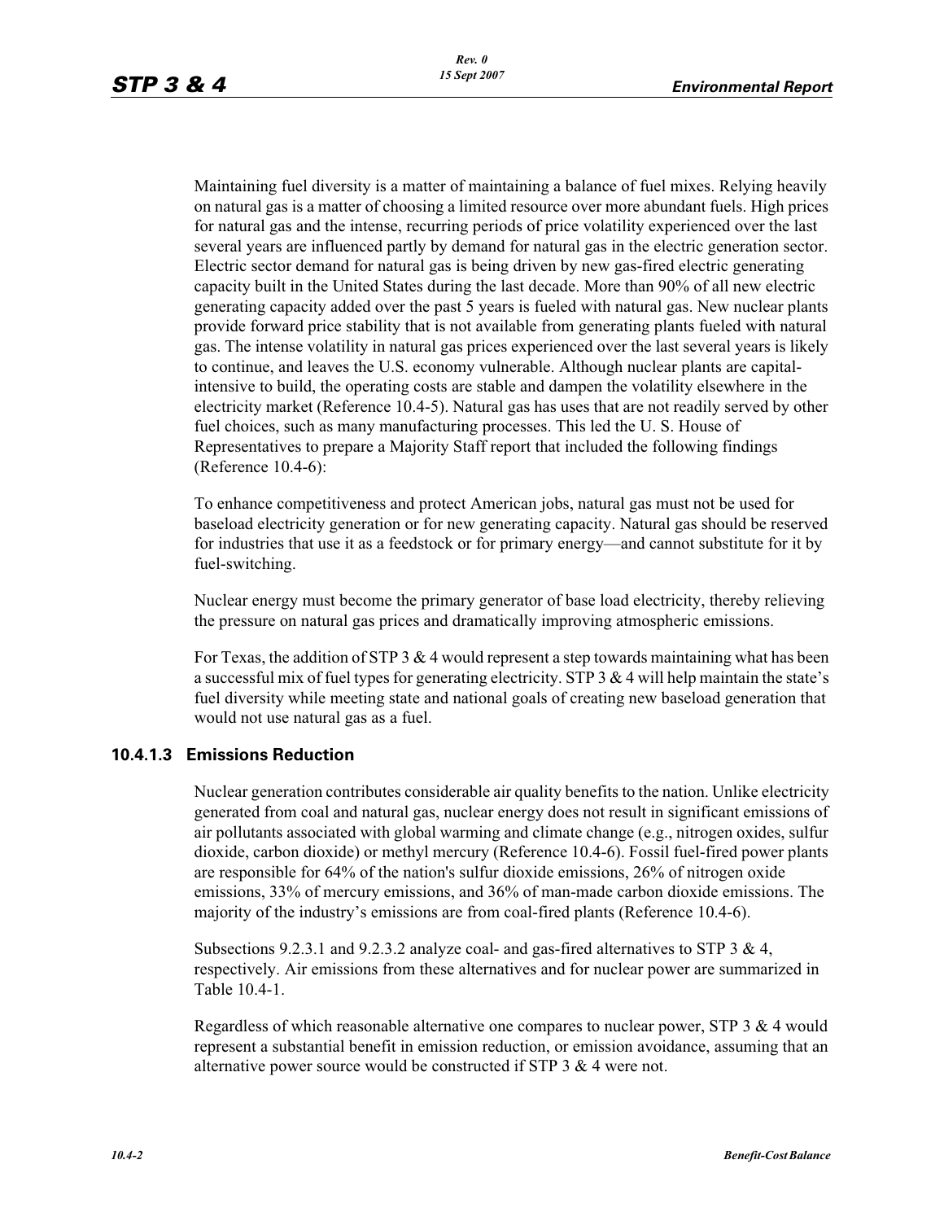Maintaining fuel diversity is a matter of maintaining a balance of fuel mixes. Relying heavily on natural gas is a matter of choosing a limited resource over more abundant fuels. High prices for natural gas and the intense, recurring periods of price volatility experienced over the last several years are influenced partly by demand for natural gas in the electric generation sector. Electric sector demand for natural gas is being driven by new gas-fired electric generating capacity built in the United States during the last decade. More than 90% of all new electric generating capacity added over the past 5 years is fueled with natural gas. New nuclear plants provide forward price stability that is not available from generating plants fueled with natural gas. The intense volatility in natural gas prices experienced over the last several years is likely to continue, and leaves the U.S. economy vulnerable. Although nuclear plants are capital-intensive to build, the operating costs are stable and dampen the volatility elsewhere in the electricity market (Reference 10.4-5). Natural gas has uses that are not readily served by other fuel choices, such as many manufacturing processes. This led the U. S. House of Representatives to prepare a Majority Staff report that included the following findings (Reference 10.4-6):

To enhance competitiveness and protect American jobs, natural gas must not be used for baseload electricity generation or for new generating capacity. Natural gas should be reserved for industries that use it as a feedstock or for primary energy—and cannot substitute for it by fuel-switching.

Nuclear energy must become the primary generator of base load electricity, thereby relieving the pressure on natural gas prices and dramatically improving atmospheric emissions.

For Texas, the addition of STP 3 & 4 would represent a step towards maintaining what has been a successful mix of fuel types for generating electricity. STP 3 & 4 will help maintain the state's fuel diversity while meeting state and national goals of creating new baseload generation that would not use natural gas as a fuel.

### 10.4.1.3 Emissions Reduction

Nuclear generation contributes considerable air quality benefits to the nation. Unlike electricity generated from coal and natural gas, nuclear energy does not result in significant emissions of air pollutants associated with global warming and climate change (e.g., nitrogen oxides, sulfur dioxide, carbon dioxide) or methyl mercury (Reference 10.4-6). Fossil fuel-fired power plants are responsible for 64% of the nation's sulfur dioxide emissions, 26% of nitrogen oxide emissions, 33% of mercury emissions, and 36% of man-made carbon dioxide emissions. The majority of the industry's emissions are from coal-fired plants (Reference 10.4-6).

Subsections 9.2.3.1 and 9.2.3.2 analyze coal- and gas-fired alternatives to STP 3 & 4, respectively. Air emissions from these alternatives and for nuclear power are summarized in Table 10.4-1.

Regardless of which reasonable alternative one compares to nuclear power, STP 3 & 4 would represent a substantial benefit in emission reduction, or emission avoidance, assuming that an alternative power source would be constructed if STP 3 & 4 were not.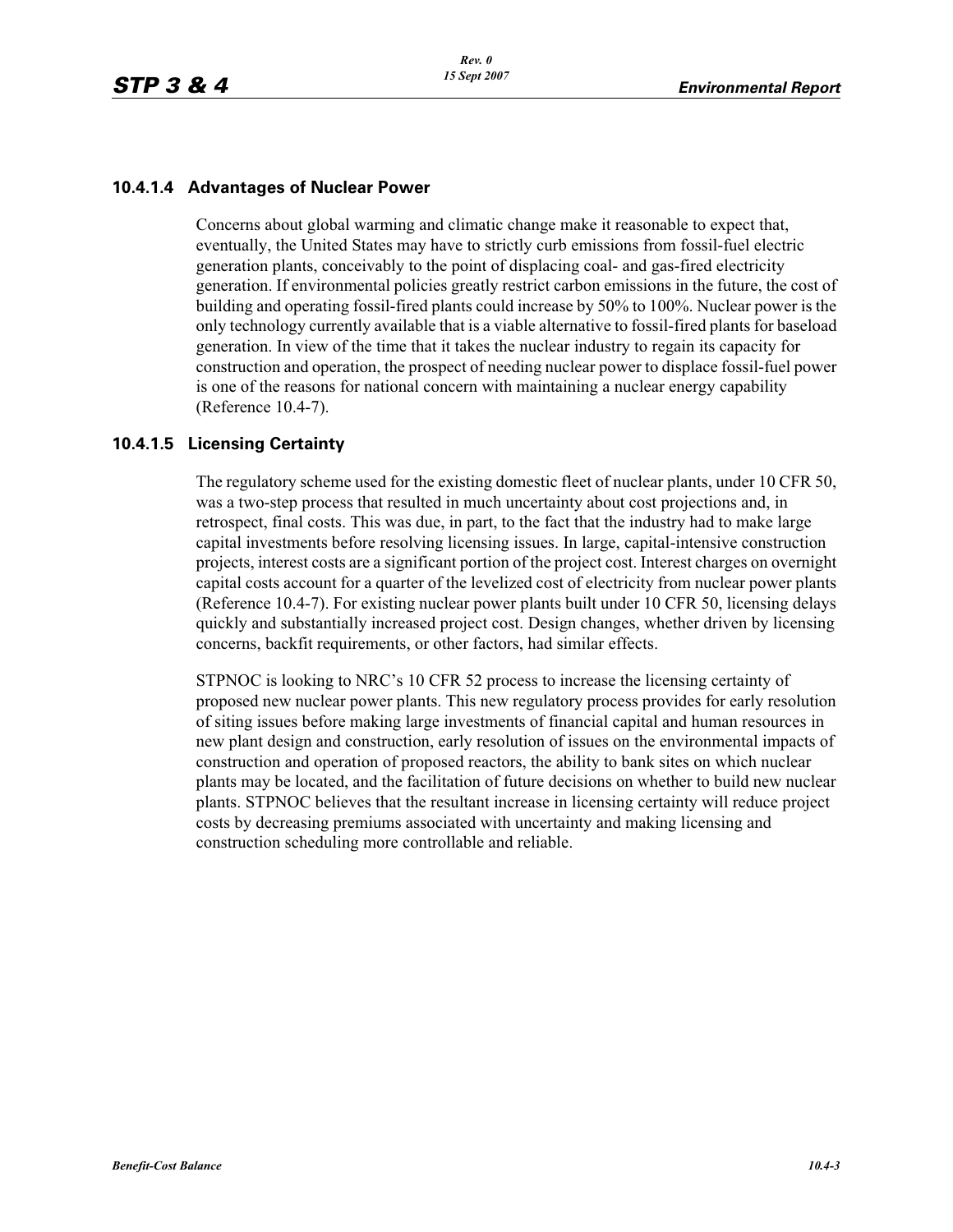### 10.4.1.4 Advantages of Nuclear Power

Concerns about global warming and climatic change make it reasonable to expect that, eventually, the United States may have to strictly curb emissions from fossil-fuel electric generation plants, conceivably to the point of displacing coal- and gas-fired electricity generation. If environmental policies greatly restrict carbon emissions in the future, the cost of building and operating fossil-fired plants could increase by 50% to 100%. Nuclear power is the only technology currently available that is a viable alternative to fossil-fired plants for baseload generation. In view of the time that it takes the nuclear industry to regain its capacity for construction and operation, the prospect of needing nuclear power to displace fossil-fuel power is one of the reasons for national concern with maintaining a nuclear energy capability (Reference 10.4-7).

### 10.4.1.5 Licensing Certainty

The regulatory scheme used for the existing domestic fleet of nuclear plants, under 10 CFR 50, was a two-step process that resulted in much uncertainty about cost projections and, in retrospect, final costs. This was due, in part, to the fact that the industry had to make large capital investments before resolving licensing issues. In large, capital-intensive construction projects, interest costs are a significant portion of the project cost. Interest charges on overnight capital costs account for a quarter of the levelized cost of electricity from nuclear power plants (Reference 10.4-7). For existing nuclear power plants built under 10 CFR 50, licensing delays quickly and substantially increased project cost. Design changes, whether driven by licensing concerns, backfit requirements, or other factors, had similar effects.

STPNOC is looking to NRC's 10 CFR 52 process to increase the licensing certainty of proposed new nuclear power plants. This new regulatory process provides for early resolution of siting issues before making large investments of financial capital and human resources in new plant design and construction, early resolution of issues on the environmental impacts of construction and operation of proposed reactors, the ability to bank sites on which nuclear plants may be located, and the facilitation of future decisions on whether to build new nuclear plants. STPNOC believes that the resultant increase in licensing certainty will reduce project costs by decreasing premiums associated with uncertainty and making licensing and construction scheduling more controllable and reliable.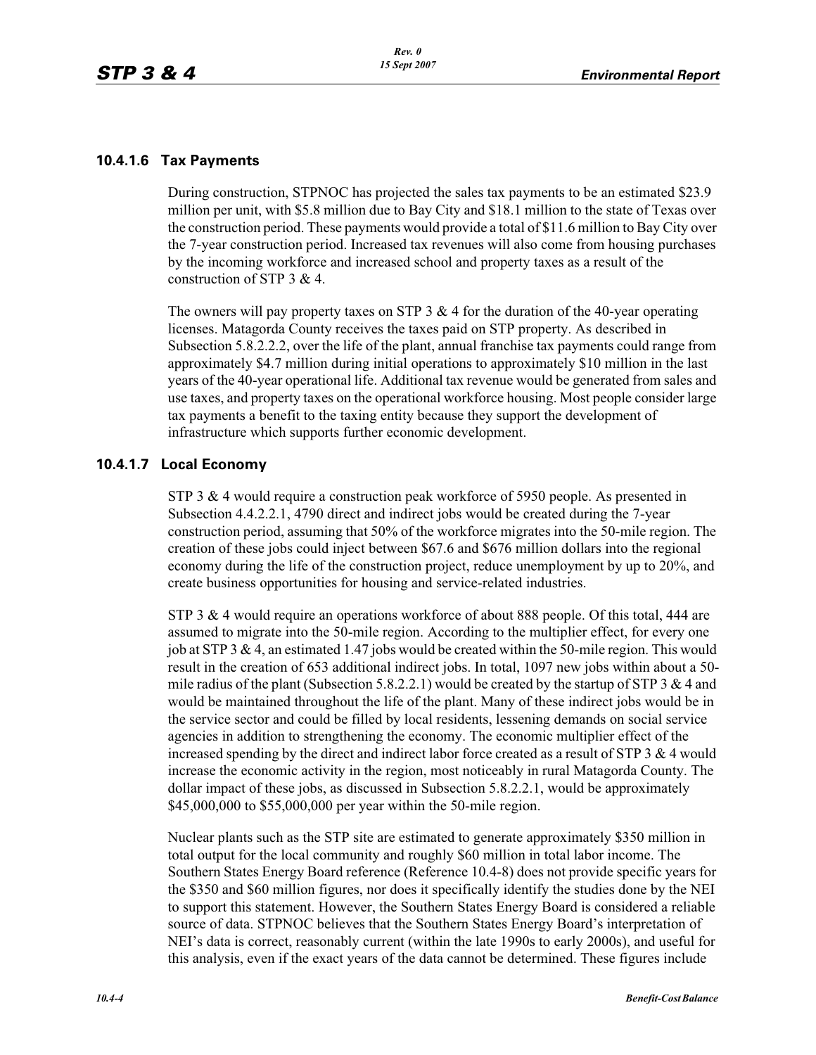### 10.4.1.6 Tax Payments

During construction, STPNOC has projected the sales tax payments to be an estimated $23.9 million per unit, with $5.8 million due to Bay City and $18.1 million to the state of Texas over the construction period. These payments would provide a total of $11.6 million to Bay City over the 7-year construction period. Increased tax revenues will also come from housing purchases by the incoming workforce and increased school and property taxes as a result of the construction of STP 3 & 4.

The owners will pay property taxes on STP 3 & 4 for the duration of the 40-year operating licenses. Matagorda County receives the taxes paid on STP property. As described in Subsection 5.8.2.2.2, over the life of the plant, annual franchise tax payments could range from approximately $4.7 million during initial operations to approximately $10 million in the last years of the 40-year operational life. Additional tax revenue would be generated from sales and use taxes, and property taxes on the operational workforce housing. Most people consider large tax payments a benefit to the taxing entity because they support the development of infrastructure which supports further economic development.

### 10.4.1.7 Local Economy

STP 3 & 4 would require a construction peak workforce of 5950 people. As presented in Subsection 4.4.2.2.1, 4790 direct and indirect jobs would be created during the 7-year construction period, assuming that 50% of the workforce migrates into the 50-mile region. The creation of these jobs could inject between $67.6 and $676 million dollars into the regional economy during the life of the construction project, reduce unemployment by up to 20%, and create business opportunities for housing and service-related industries.

STP 3 & 4 would require an operations workforce of about 888 people. Of this total, 444 are assumed to migrate into the 50-mile region. According to the multiplier effect, for every one job at STP 3 & 4, an estimated 1.47 jobs would be created within the 50-mile region. This would result in the creation of 653 additional indirect jobs. In total, 1097 new jobs within about a 50-mile radius of the plant (Subsection 5.8.2.2.1) would be created by the startup of STP 3 & 4 and would be maintained throughout the life of the plant. Many of these indirect jobs would be in the service sector and could be filled by local residents, lessening demands on social service agencies in addition to strengthening the economy. The economic multiplier effect of the increased spending by the direct and indirect labor force created as a result of STP 3 & 4 would increase the economic activity in the region, most noticeably in rural Matagorda County. The dollar impact of these jobs, as discussed in Subsection 5.8.2.2.1, would be approximately $45,000,000 to $55,000,000 per year within the 50-mile region.

Nuclear plants such as the STP site are estimated to generate approximately $350 million in total output for the local community and roughly $60 million in total labor income. The Southern States Energy Board reference (Reference 10.4-8) does not provide specific years for the $350 and $60 million figures, nor does it specifically identify the studies done by the NEI to support this statement. However, the Southern States Energy Board is considered a reliable source of data. STPNOC believes that the Southern States Energy Board's interpretation of NEI's data is correct, reasonably current (within the late 1990s to early 2000s), and useful for this analysis, even if the exact years of the data cannot be determined. These figures include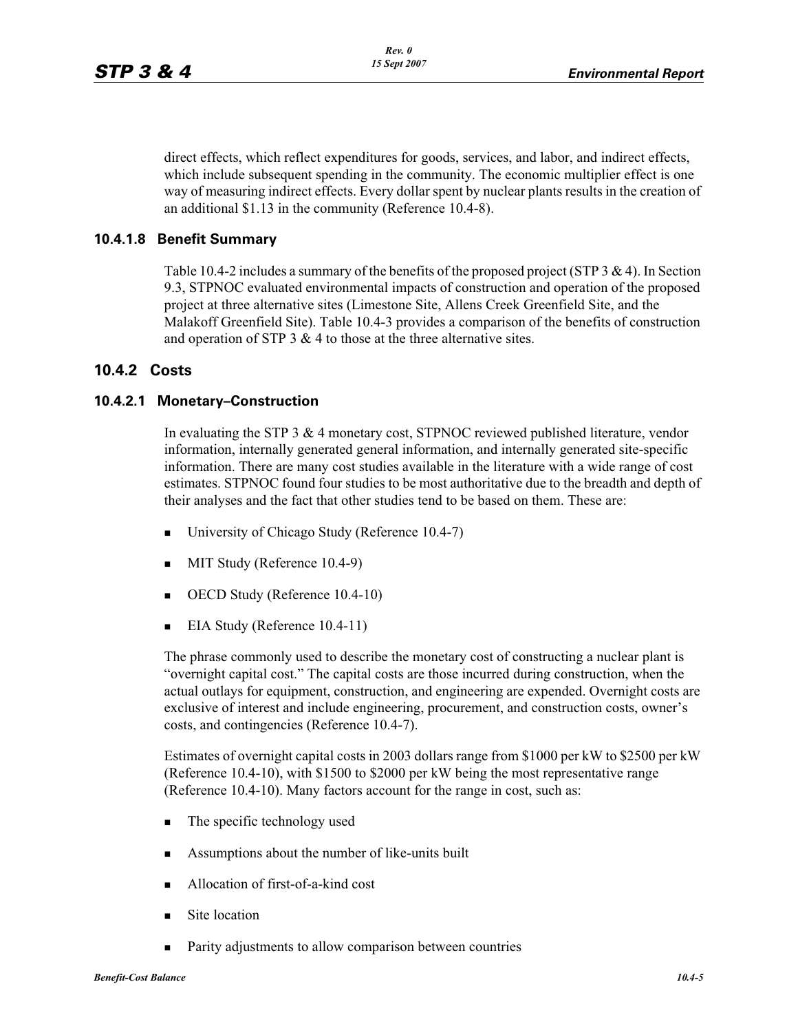direct effects, which reflect expenditures for goods, services, and labor, and indirect effects, which include subsequent spending in the community. The economic multiplier effect is one way of measuring indirect effects. Every dollar spent by nuclear plants results in the creation of an additional $1.13 in the community (Reference 10.4-8).

### 10.4.1.8 Benefit Summary

Table 10.4-2 includes a summary of the benefits of the proposed project (STP 3 & 4). In Section 9.3, STPNOC evaluated environmental impacts of construction and operation of the proposed project at three alternative sites (Limestone Site, Allens Creek Greenfield Site, and the Malakoff Greenfield Site). Table 10.4-3 provides a comparison of the benefits of construction and operation of STP 3 & 4 to those at the three alternative sites.

## 10.4.2 Costs

### 10.4.2.1 Monetary–Construction

In evaluating the STP 3 & 4 monetary cost, STPNOC reviewed published literature, vendor information, internally generated general information, and internally generated site-specific information. There are many cost studies available in the literature with a wide range of cost estimates. STPNOC found four studies to be most authoritative due to the breadth and depth of their analyses and the fact that other studies tend to be based on them. These are:

- University of Chicago Study (Reference 10.4-7)
- MIT Study (Reference 10.4-9)
- OECD Study (Reference 10.4-10)
- EIA Study (Reference 10.4-11)

The phrase commonly used to describe the monetary cost of constructing a nuclear plant is "overnight capital cost." The capital costs are those incurred during construction, when the actual outlays for equipment, construction, and engineering are expended. Overnight costs are exclusive of interest and include engineering, procurement, and construction costs, owner's costs, and contingencies (Reference 10.4-7).

Estimates of overnight capital costs in 2003 dollars range from $1000 per kW to $2500 per kW (Reference 10.4-10), with $1500 to $2000 per kW being the most representative range (Reference 10.4-10). Many factors account for the range in cost, such as:

- The specific technology used
- Assumptions about the number of like-units built
- Allocation of first-of-a-kind cost
- Site location
- Parity adjustments to allow comparison between countries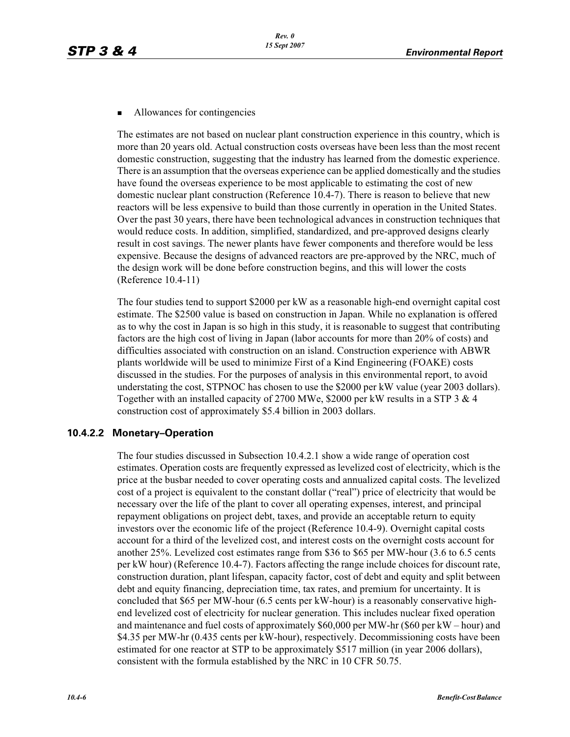- Allowances for contingencies

The estimates are not based on nuclear plant construction experience in this country, which is more than 20 years old. Actual construction costs overseas have been less than the most recent domestic construction, suggesting that the industry has learned from the domestic experience. There is an assumption that the overseas experience can be applied domestically and the studies have found the overseas experience to be most applicable to estimating the cost of new domestic nuclear plant construction (Reference 10.4-7). There is reason to believe that new reactors will be less expensive to build than those currently in operation in the United States. Over the past 30 years, there have been technological advances in construction techniques that would reduce costs. In addition, simplified, standardized, and pre-approved designs clearly result in cost savings. The newer plants have fewer components and therefore would be less expensive. Because the designs of advanced reactors are pre-approved by the NRC, much of the design work will be done before construction begins, and this will lower the costs (Reference 10.4-11)

The four studies tend to support $2000 per kW as a reasonable high-end overnight capital cost estimate. The $2500 value is based on construction in Japan. While no explanation is offered as to why the cost in Japan is so high in this study, it is reasonable to suggest that contributing factors are the high cost of living in Japan (labor accounts for more than 20% of costs) and difficulties associated with construction on an island. Construction experience with ABWR plants worldwide will be used to minimize First of a Kind Engineering (FOAKE) costs discussed in the studies. For the purposes of analysis in this environmental report, to avoid understating the cost, STPNOC has chosen to use the $2000 per kW value (year 2003 dollars). Together with an installed capacity of 2700 MWe, $2000 per kW results in a STP 3 & 4 construction cost of approximately $5.4 billion in 2003 dollars.

### 10.4.2.2 Monetary–Operation

The four studies discussed in Subsection 10.4.2.1 show a wide range of operation cost estimates. Operation costs are frequently expressed as levelized cost of electricity, which is the price at the busbar needed to cover operating costs and annualized capital costs. The levelized cost of a project is equivalent to the constant dollar ("real") price of electricity that would be necessary over the life of the plant to cover all operating expenses, interest, and principal repayment obligations on project debt, taxes, and provide an acceptable return to equity investors over the economic life of the project (Reference 10.4-9). Overnight capital costs account for a third of the levelized cost, and interest costs on the overnight costs account for another 25%. Levelized cost estimates range from $36 to $65 per MW-hour (3.6 to 6.5 cents per kW hour) (Reference 10.4-7). Factors affecting the range include choices for discount rate, construction duration, plant lifespan, capacity factor, cost of debt and equity and split between debt and equity financing, depreciation time, tax rates, and premium for uncertainty. It is concluded that $65 per MW-hour (6.5 cents per kW-hour) is a reasonably conservative high-end levelized cost of electricity for nuclear generation. This includes nuclear fixed operation and maintenance and fuel costs of approximately $60,000 per MW-hr ($60 per kW – hour) and $4.35 per MW-hr (0.435 cents per kW-hour), respectively. Decommissioning costs have been estimated for one reactor at STP to be approximately $517 million (in year 2006 dollars), consistent with the formula established by the NRC in 10 CFR 50.75.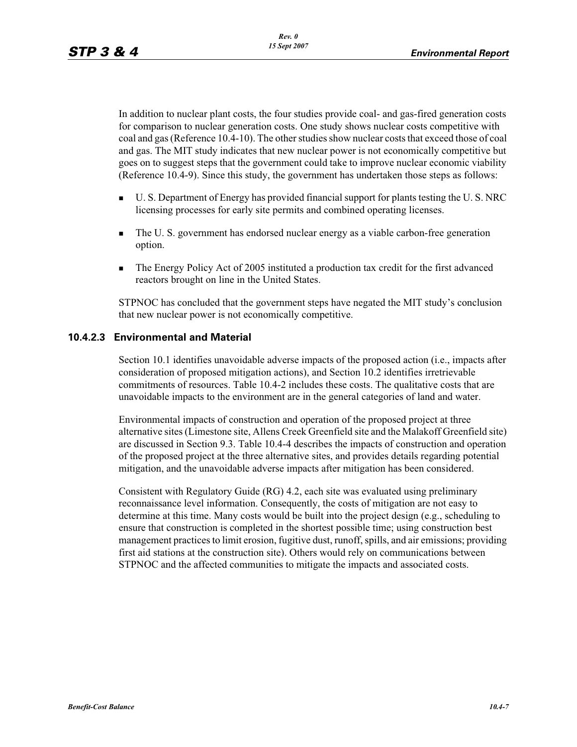In addition to nuclear plant costs, the four studies provide coal- and gas-fired generation costs for comparison to nuclear generation costs. One study shows nuclear costs competitive with coal and gas (Reference 10.4-10). The other studies show nuclear costs that exceed those of coal and gas. The MIT study indicates that new nuclear power is not economically competitive but goes on to suggest steps that the government could take to improve nuclear economic viability (Reference 10.4-9). Since this study, the government has undertaken those steps as follows:

- U. S. Department of Energy has provided financial support for plants testing the U. S. NRC licensing processes for early site permits and combined operating licenses.
- The U. S. government has endorsed nuclear energy as a viable carbon-free generation option.
- The Energy Policy Act of 2005 instituted a production tax credit for the first advanced reactors brought on line in the United States.

STPNOC has concluded that the government steps have negated the MIT study's conclusion that new nuclear power is not economically competitive.

### 10.4.2.3 Environmental and Material

Section 10.1 identifies unavoidable adverse impacts of the proposed action (i.e., impacts after consideration of proposed mitigation actions), and Section 10.2 identifies irretrievable commitments of resources. Table 10.4-2 includes these costs. The qualitative costs that are unavoidable impacts to the environment are in the general categories of land and water.

Environmental impacts of construction and operation of the proposed project at three alternative sites (Limestone site, Allens Creek Greenfield site and the Malakoff Greenfield site) are discussed in Section 9.3. Table 10.4-4 describes the impacts of construction and operation of the proposed project at the three alternative sites, and provides details regarding potential mitigation, and the unavoidable adverse impacts after mitigation has been considered.

Consistent with Regulatory Guide (RG) 4.2, each site was evaluated using preliminary reconnaissance level information. Consequently, the costs of mitigation are not easy to determine at this time. Many costs would be built into the project design (e.g., scheduling to ensure that construction is completed in the shortest possible time; using construction best management practices to limit erosion, fugitive dust, runoff, spills, and air emissions; providing first aid stations at the construction site). Others would rely on communications between STPNOC and the affected communities to mitigate the impacts and associated costs.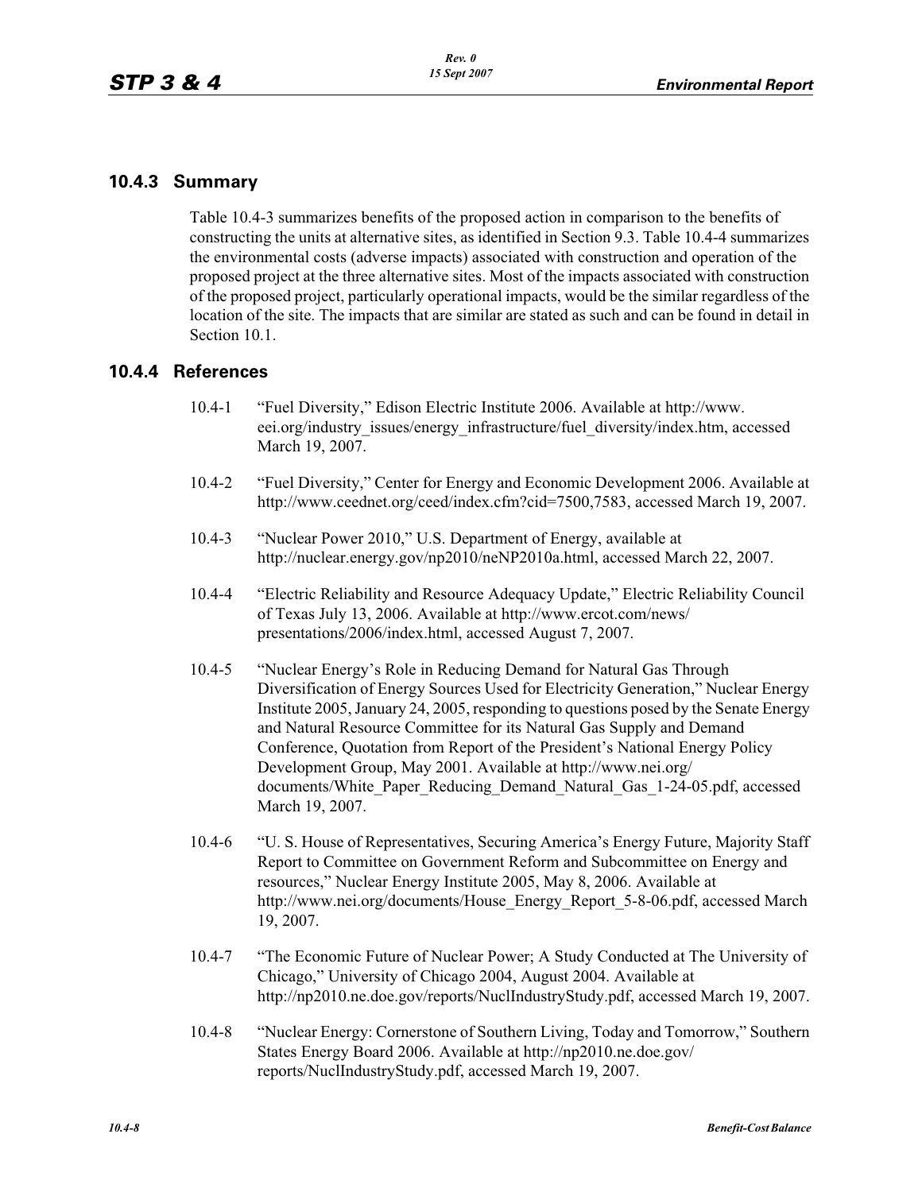### 10.4.3 Summary

Table 10.4-3 summarizes benefits of the proposed action in comparison to the benefits of constructing the units at alternative sites, as identified in Section 9.3. Table 10.4-4 summarizes the environmental costs (adverse impacts) associated with construction and operation of the proposed project at the three alternative sites. Most of the impacts associated with construction of the proposed project, particularly operational impacts, would be the similar regardless of the location of the site. The impacts that are similar are stated as such and can be found in detail in Section 10.1.

### 10.4.4 References

10.4-1 "Fuel Diversity," Edison Electric Institute 2006. Available at http://www.eei.org/industry_issues/energy_infrastructure/fuel_diversity/index.htm, accessed March 19, 2007.

10.4-2 "Fuel Diversity," Center for Energy and Economic Development 2006. Available at http://www.ceednet.org/ceed/index.cfm?cid=7500,7583, accessed March 19, 2007.

10.4-3 "Nuclear Power 2010," U.S. Department of Energy, available at http://nuclear.energy.gov/np2010/neNP2010a.html, accessed March 22, 2007.

10.4-4 "Electric Reliability and Resource Adequacy Update," Electric Reliability Council of Texas July 13, 2006. Available at http://www.ercot.com/news/presentations/2006/index.html, accessed August 7, 2007.

10.4-5 "Nuclear Energy's Role in Reducing Demand for Natural Gas Through Diversification of Energy Sources Used for Electricity Generation," Nuclear Energy Institute 2005, January 24, 2005, responding to questions posed by the Senate Energy and Natural Resource Committee for its Natural Gas Supply and Demand Conference, Quotation from Report of the President's National Energy Policy Development Group, May 2001. Available at http://www.nei.org/documents/White_Paper_Reducing_Demand_Natural_Gas_1-24-05.pdf, accessed March 19, 2007.

10.4-6 "U. S. House of Representatives, Securing America's Energy Future, Majority Staff Report to Committee on Government Reform and Subcommittee on Energy and resources," Nuclear Energy Institute 2005, May 8, 2006. Available at http://www.nei.org/documents/House_Energy_Report_5-8-06.pdf, accessed March 19, 2007.

10.4-7 "The Economic Future of Nuclear Power; A Study Conducted at The University of Chicago," University of Chicago 2004, August 2004. Available at http://np2010.ne.doe.gov/reports/NuclIndustryStudy.pdf, accessed March 19, 2007.

10.4-8 "Nuclear Energy: Cornerstone of Southern Living, Today and Tomorrow," Southern States Energy Board 2006. Available at http://np2010.ne.doe.gov/reports/NuclIndustryStudy.pdf, accessed March 19, 2007.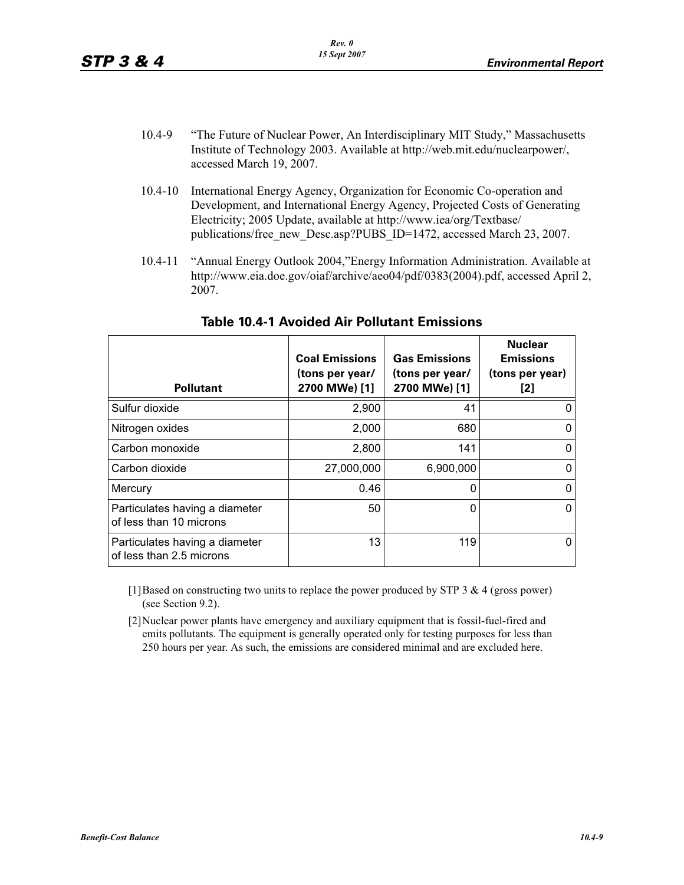10.4-9 "The Future of Nuclear Power, An Interdisciplinary MIT Study," Massachusetts Institute of Technology 2003. Available at http://web.mit.edu/nuclearpower/, accessed March 19, 2007.

10.4-10 International Energy Agency, Organization for Economic Co-operation and Development, and International Energy Agency, Projected Costs of Generating Electricity; 2005 Update, available at http://www.iea/org/Textbase/publications/free_new_Desc.asp?PUBS_ID=1472, accessed March 23, 2007.

10.4-11 "Annual Energy Outlook 2004,"Energy Information Administration. Available at http://www.eia.doe.gov/oiaf/archive/aeo04/pdf/0383(2004).pdf, accessed April 2, 2007.

## Table 10.4-1 Avoided Air Pollutant Emissions

| Pollutant | Coal Emissions (tons per year/ 2700 MWe) [1] | Gas Emissions (tons per year/ 2700 MWe) [1] | Nuclear Emissions (tons per year) [2] |
|---|---|---|---|
| Sulfur dioxide | 2,900 | 41 | 0 |
| Nitrogen oxides | 2,000 | 680 | 0 |
| Carbon monoxide | 2,800 | 141 | 0 |
| Carbon dioxide | 27,000,000 | 6,900,000 | 0 |
| Mercury | 0.46 | 0 | 0 |
| Particulates having a diameter of less than 10 microns | 50 | 0 | 0 |
| Particulates having a diameter of less than 2.5 microns | 13 | 119 | 0 |

[1] Based on constructing two units to replace the power produced by STP 3 & 4 (gross power) (see Section 9.2).

[2] Nuclear power plants have emergency and auxiliary equipment that is fossil-fuel-fired and emits pollutants. The equipment is generally operated only for testing purposes for less than 250 hours per year. As such, the emissions are considered minimal and are excluded here.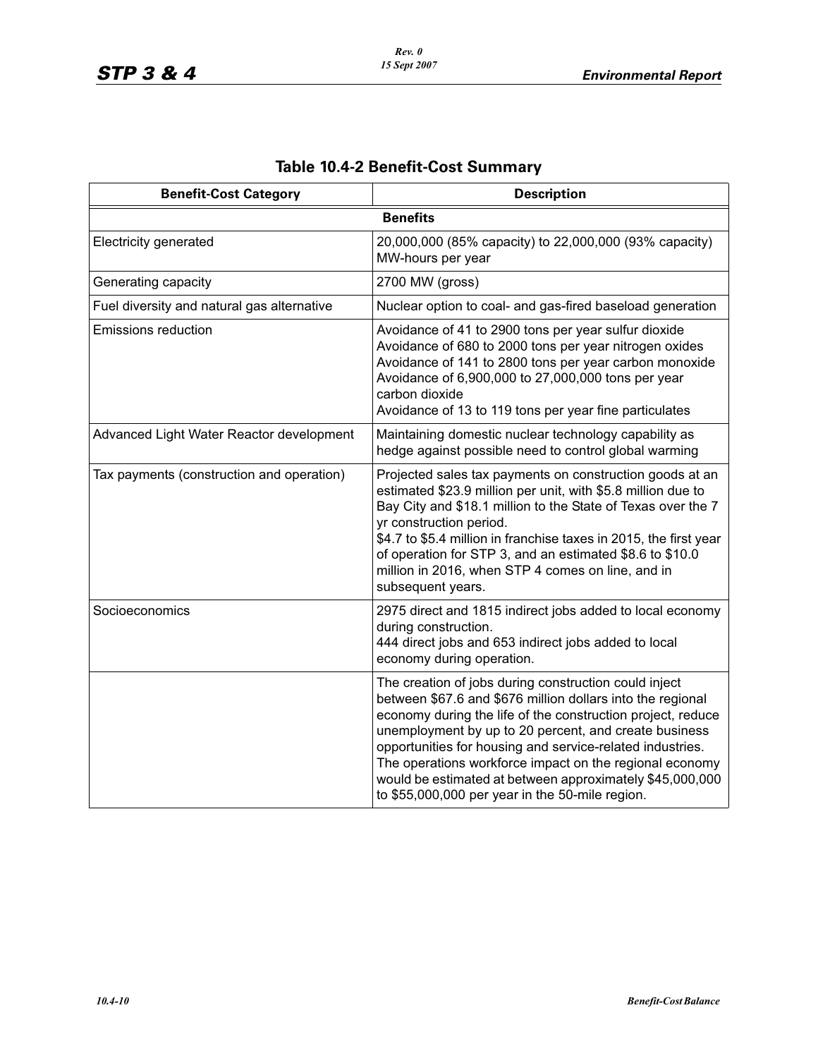# Table 10.4-2 Benefit-Cost Summary

| Benefit-Cost Category | Description |
|---|---|
| **Benefits** | |
| Electricity generated | 20,000,000 (85% capacity) to 22,000,000 (93% capacity) MW-hours per year |
| Generating capacity | 2700 MW (gross) |
| Fuel diversity and natural gas alternative | Nuclear option to coal- and gas-fired baseload generation |
| Emissions reduction | Avoidance of 41 to 2900 tons per year sulfur dioxide<br>Avoidance of 680 to 2000 tons per year nitrogen oxides<br>Avoidance of 141 to 2800 tons per year carbon monoxide<br>Avoidance of 6,900,000 to 27,000,000 tons per year carbon dioxide<br>Avoidance of 13 to 119 tons per year fine particulates |
| Advanced Light Water Reactor development | Maintaining domestic nuclear technology capability as hedge against possible need to control global warming |
| Tax payments (construction and operation) | Projected sales tax payments on construction goods at an estimated $23.9 million per unit, with $5.8 million due to Bay City and $18.1 million to the State of Texas over the 7 yr construction period.<br>$4.7 to $5.4 million in franchise taxes in 2015, the first year of operation for STP 3, and an estimated $8.6 to $10.0 million in 2016, when STP 4 comes on line, and in subsequent years. |
| Socioeconomics | 2975 direct and 1815 indirect jobs added to local economy during construction.<br>444 direct jobs and 653 indirect jobs added to local economy during operation. |
| | The creation of jobs during construction could inject between $67.6 and $676 million dollars into the regional economy during the life of the construction project, reduce unemployment by up to 20 percent, and create business opportunities for housing and service-related industries. The operations workforce impact on the regional economy would be estimated at between approximately $45,000,000 to $55,000,000 per year in the 50-mile region. |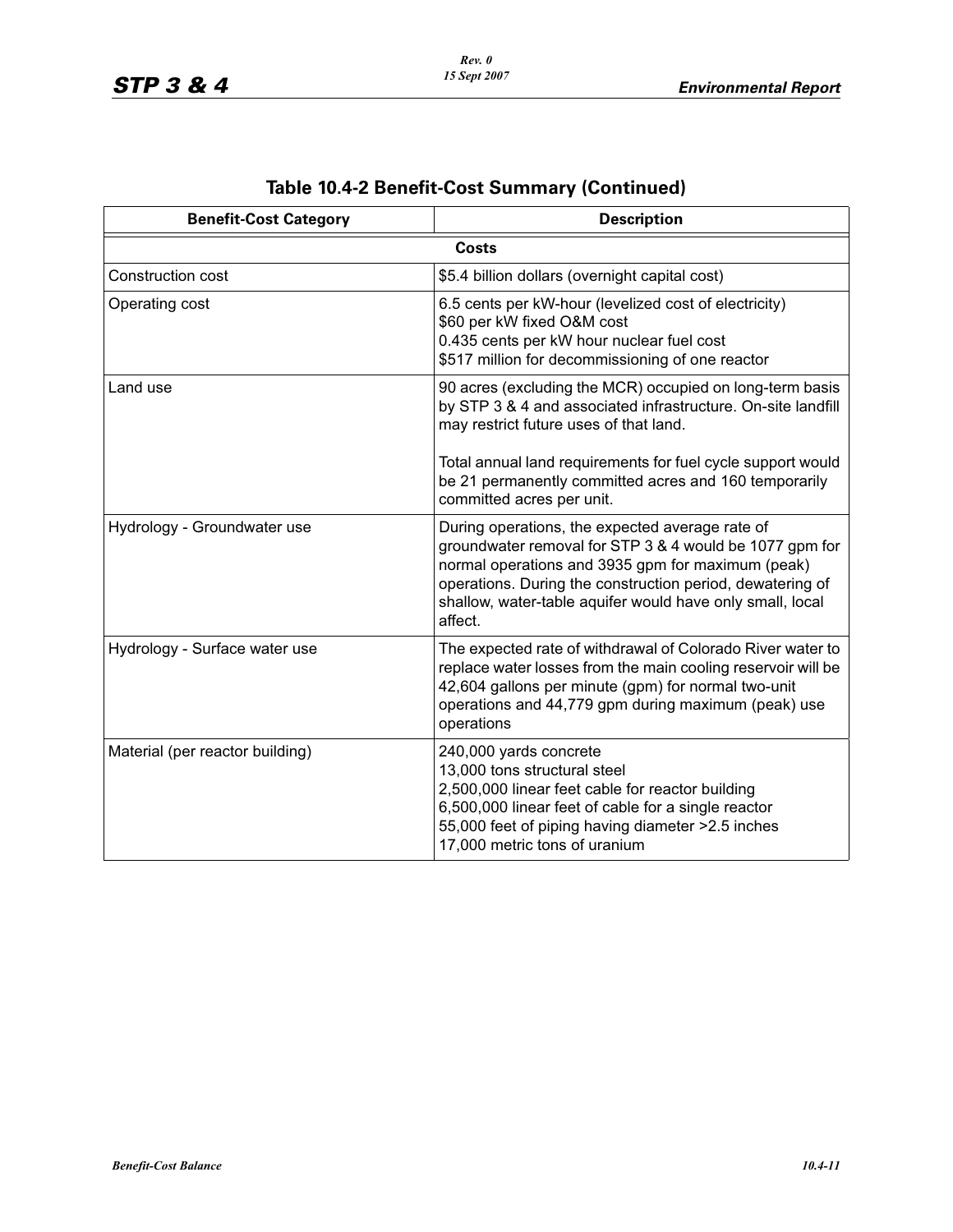## Table 10.4-2 Benefit-Cost Summary (Continued)

| Benefit-Cost Category | Description |
|---|---|
| **Costs** | |
| Construction cost | $5.4 billion dollars (overnight capital cost) |
| Operating cost | 6.5 cents per kW-hour (levelized cost of electricity)<br>$60 per kW fixed O&M cost<br>0.435 cents per kW hour nuclear fuel cost<br>$517 million for decommissioning of one reactor |
| Land use | 90 acres (excluding the MCR) occupied on long-term basis by STP 3 & 4 and associated infrastructure. On-site landfill may restrict future uses of that land.<br><br>Total annual land requirements for fuel cycle support would be 21 permanently committed acres and 160 temporarily committed acres per unit. |
| Hydrology - Groundwater use | During operations, the expected average rate of groundwater removal for STP 3 & 4 would be 1077 gpm for normal operations and 3935 gpm for maximum (peak) operations. During the construction period, dewatering of shallow, water-table aquifer would have only small, local affect. |
| Hydrology - Surface water use | The expected rate of withdrawal of Colorado River water to replace water losses from the main cooling reservoir will be 42,604 gallons per minute (gpm) for normal two-unit operations and 44,779 gpm during maximum (peak) use operations |
| Material (per reactor building) | 240,000 yards concrete<br>13,000 tons structural steel<br>2,500,000 linear feet cable for reactor building<br>6,500,000 linear feet of cable for a single reactor<br>55,000 feet of piping having diameter >2.5 inches<br>17,000 metric tons of uranium |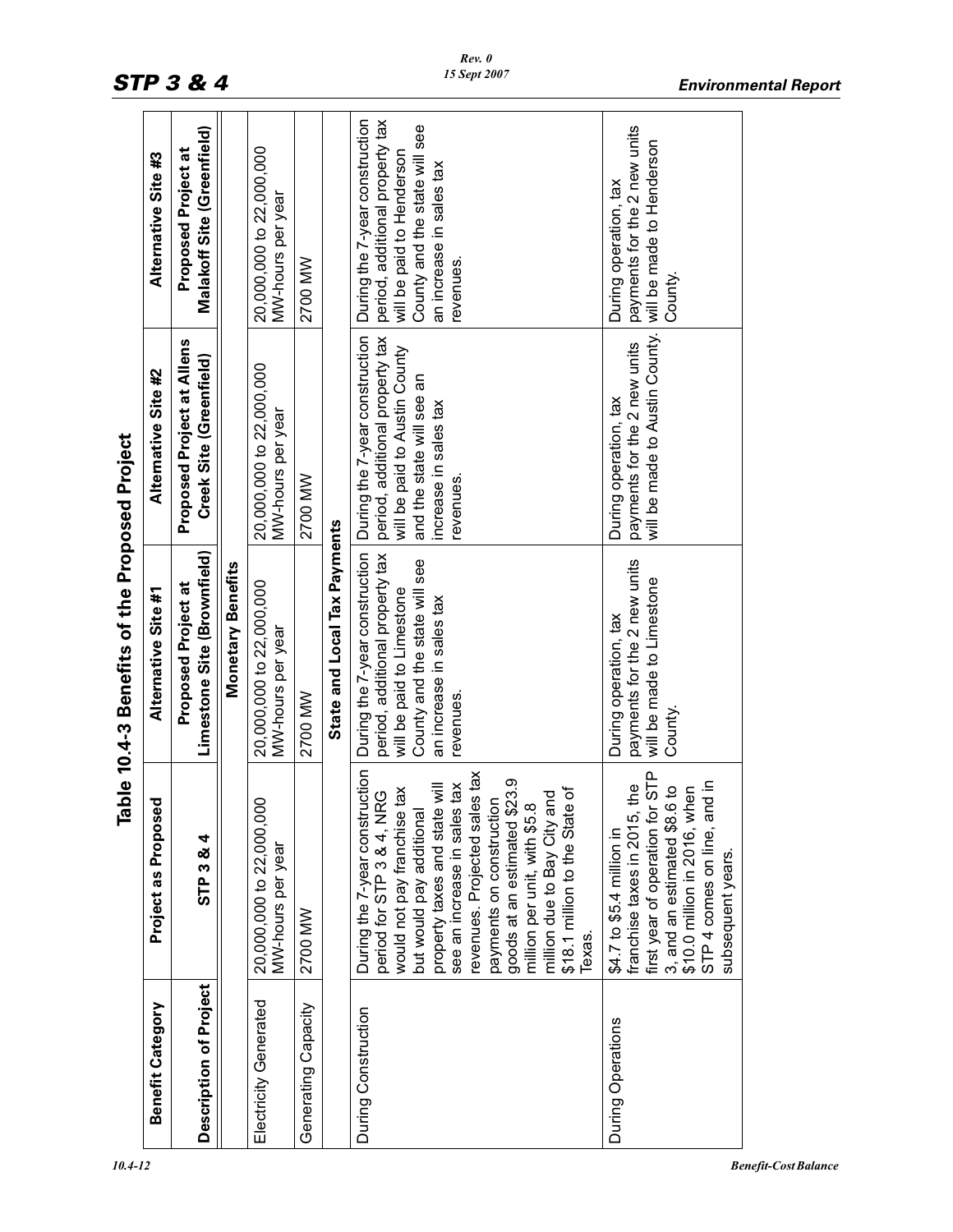# Table 10.4-3 Benefits of the Proposed Project

| Benefit Category | Project as Proposed | Alternative Site #1 | Alternative Site #2 | Alternative Site #3 |
|---|---|---|---|---|
| Description of Project | STP 3 & 4 | Proposed Project at Limestone Site (Brownfield) | Proposed Project at Allens Creek Site (Greenfield) | Proposed Project at Malakoff Site (Greenfield) |
| **Monetary Benefits** | | | | |
| Electricity Generated | 20,000,000 to 22,000,000 MW-hours per year | 20,000,000 to 22,000,000 MW-hours per year | 20,000,000 to 22,000,000 MW-hours per year | 20,000,000 to 22,000,000 MW-hours per year |
| Generating Capacity | 2700 MW | 2700 MW | 2700 MW | 2700 MW |
| **State and Local Tax Payments** | | | | |
| During Construction | During the 7-year construction period for STP 3 & 4, NRG would not pay franchise tax but would pay additional property taxes and state will see an increase in sales tax revenues. Projected sales tax payments on construction goods at an estimated $23.9 million per unit, with $5.8 million due to Bay City and $18.1 million to the State of Texas. | During the 7-year construction period, additional property tax will be paid to Limestone County and the state will see an increase in sales tax revenues. | During the 7-year construction period, additional property tax will be paid to Austin County and the state will see an increase in sales tax revenues. | During the 7-year construction period, additional property tax will be paid to Henderson County and the state will see an increase in sales tax revenues. |
| During Operations | $4.7 to $5.4 million in franchise taxes in 2015, the first year of operation for STP 3, and an estimated $8.6 to $10.0 million in 2016, when STP 4 comes on line, and in subsequent years. | During operation, tax payments for the 2 new units will be made to Limestone County. | During operation, tax payments for the 2 new units will be made to Austin County. | During operation, tax payments for the 2 new units will be made to Henderson County. |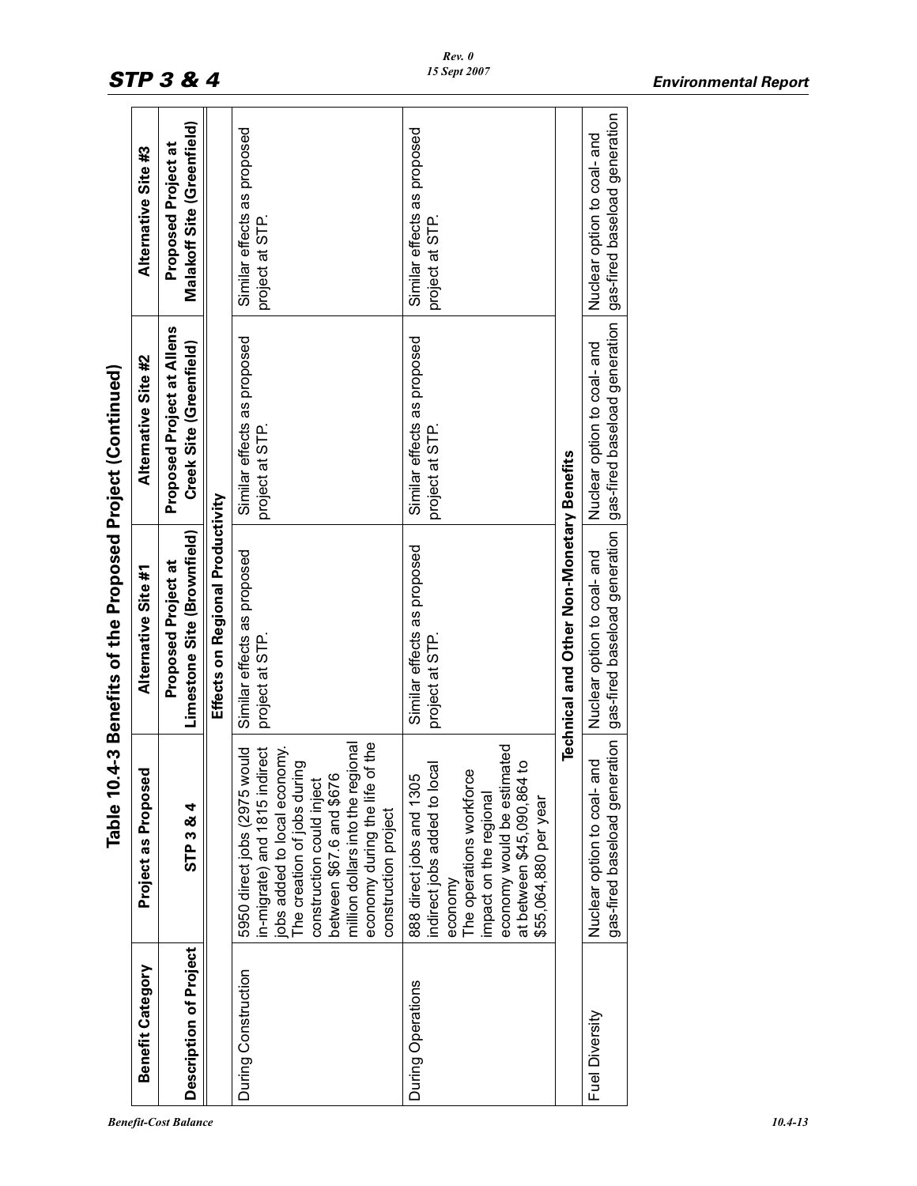## Table 10.4-3 Benefits of the Proposed Project (Continued)

| Benefit Category | Project as Proposed | Alternative Site #1 | Alternative Site #2 | Alternative Site #3 |
|---|---|---|---|---|
| **Description of Project** | **STP 3 & 4** | **Proposed Project at Limestone Site (Brownfield)** | **Proposed Project at Allens Creek Site (Greenfield)** | **Proposed Project at Malakoff Site (Greenfield)** |
| | **Effects on Regional Productivity** | | | |
| During Construction | 5950 direct jobs (2975 would in-migrate) and 1815 indirect jobs added to local economy. The creation of jobs during construction could inject between \$67.6 and \$676 million dollars into the regional economy during the life of the construction project | Similar effects as proposed project at STP. | Similar effects as proposed project at STP. | Similar effects as proposed project at STP. |
| During Operations | 888 direct jobs and 1305 indirect jobs added to local economy<br>The operations workforce impact on the regional economy would be estimated at between \$45,090,864 to \$55,064,880 per year | Similar effects as proposed project at STP. | Similar effects as proposed project at STP. | Similar effects as proposed project at STP. |
| | **Technical and Other Non-Monetary Benefits** | | | |
| Fuel Diversity | Nuclear option to coal- and gas-fired baseload generation | Nuclear option to coal- and gas-fired baseload generation | Nuclear option to coal- and gas-fired baseload generation | Nuclear option to coal- and gas-fired baseload generation |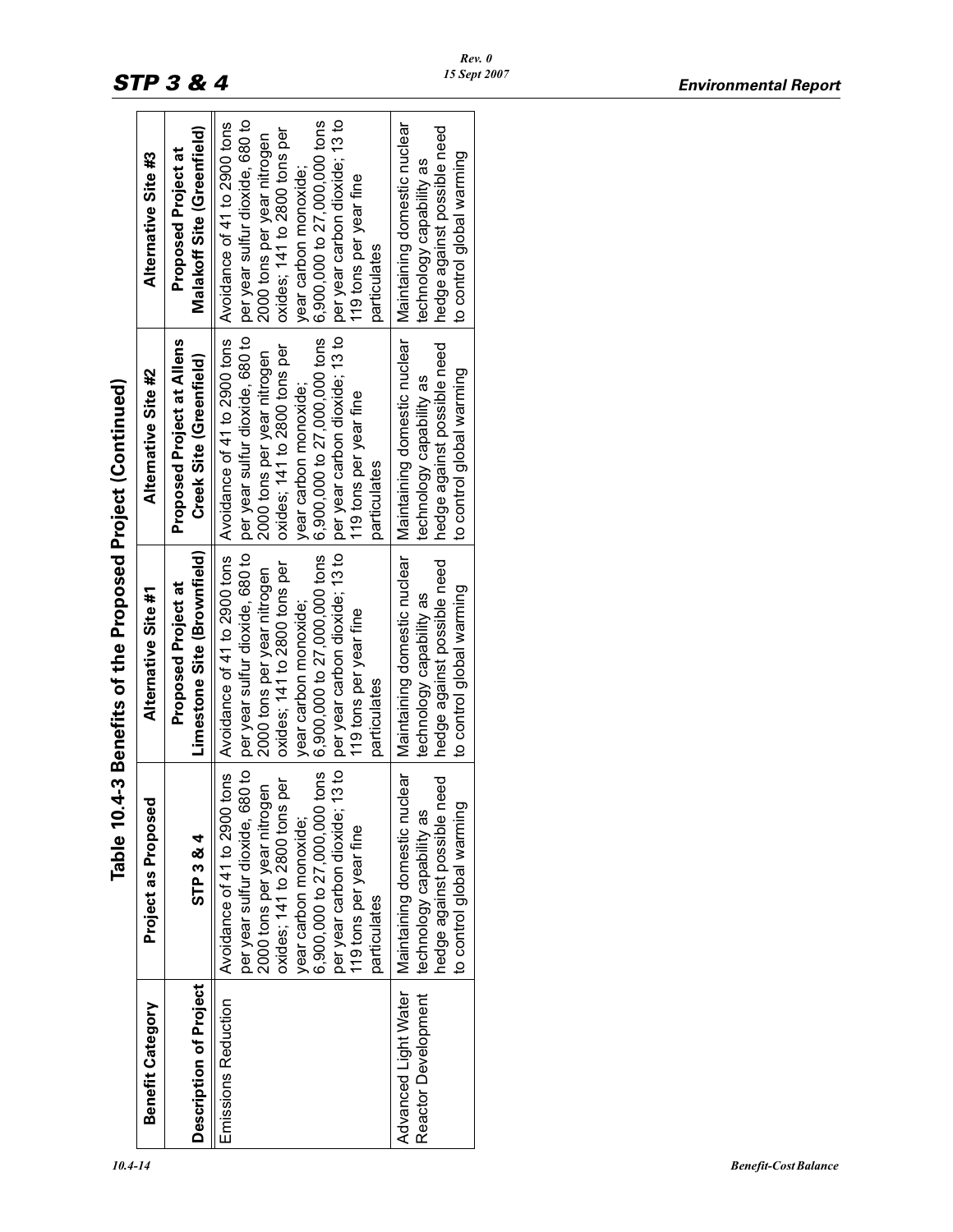## Table 10.4-3 Benefits of the Proposed Project (Continued)

| Benefit Category | Project as Proposed | Alternative Site #1 | Alternative Site #2 | Alternative Site #3 |
|---|---|---|---|---|
| **Description of Project** | **STP 3 & 4** | **Proposed Project at Limestone Site (Brownfield)** | **Proposed Project at Allens Creek Site (Greenfield)** | **Proposed Project at Malakoff Site (Greenfield)** |
| Emissions Reduction | Avoidance of 41 to 2900 tons per year sulfur dioxide, 680 to 2000 tons per year nitrogen oxides; 141 to 2800 tons per year carbon monoxide; 6,900,000 to 27,000,000 tons per year carbon dioxide; 13 to 119 tons per year fine particulates | Avoidance of 41 to 2900 tons per year sulfur dioxide, 680 to 2000 tons per year nitrogen oxides; 141 to 2800 tons per year carbon monoxide; 6,900,000 to 27,000,000 tons per year carbon dioxide; 13 to 119 tons per year fine particulates | Avoidance of 41 to 2900 tons per year sulfur dioxide, 680 to 2000 tons per year nitrogen oxides; 141 to 2800 tons per year carbon monoxide; 6,900,000 to 27,000,000 tons per year carbon dioxide; 13 to 119 tons per year fine particulates | Avoidance of 41 to 2900 tons per year sulfur dioxide, 680 to 2000 tons per year nitrogen oxides; 141 to 2800 tons per year carbon monoxide; 6,900,000 to 27,000,000 tons per year carbon dioxide; 13 to 119 tons per year fine particulates |
| Advanced Light Water Reactor Development | Maintaining domestic nuclear technology capability as hedge against possible need to control global warming | Maintaining domestic nuclear technology capability as hedge against possible need to control global warming | Maintaining domestic nuclear technology capability as hedge against possible need to control global warming | Maintaining domestic nuclear technology capability as hedge against possible need to control global warming |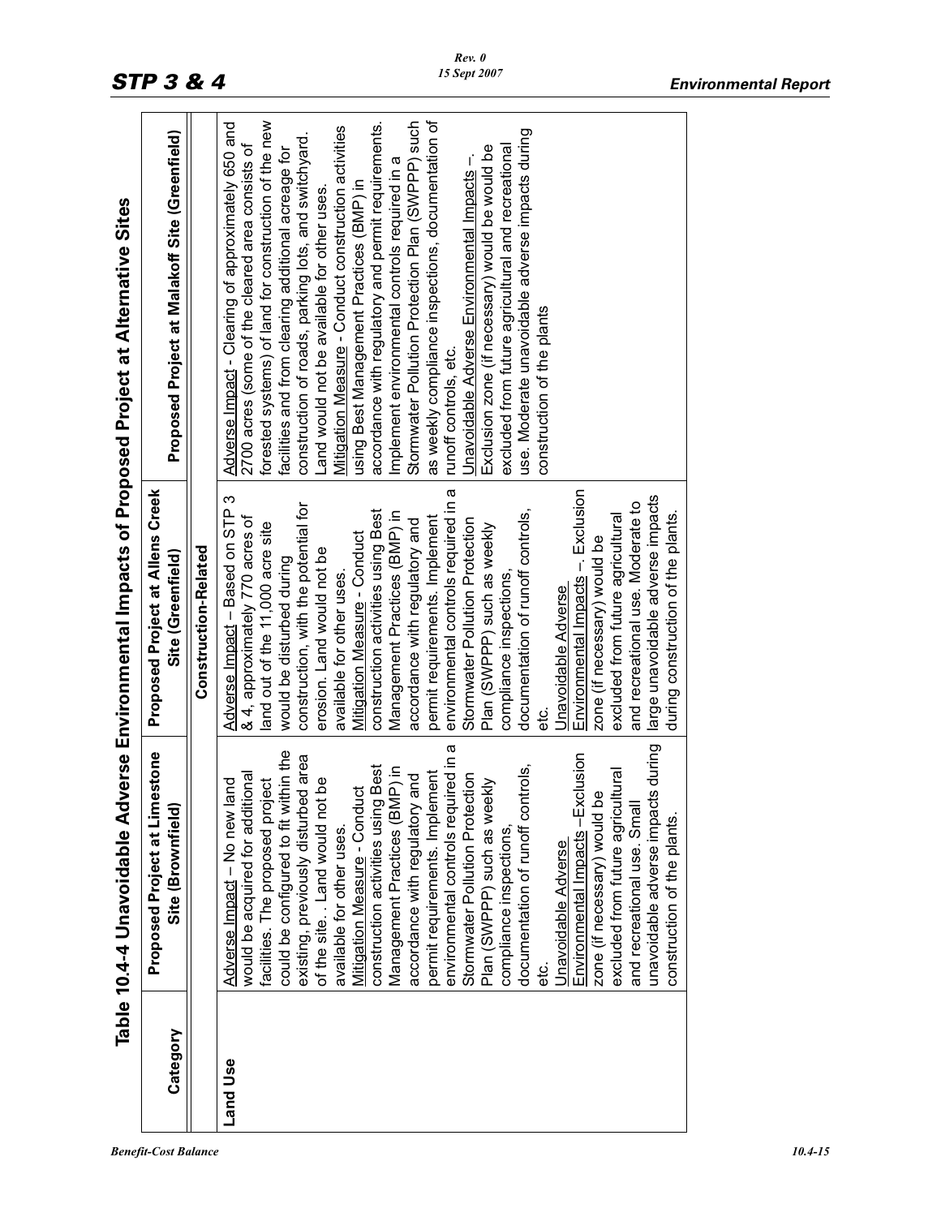## Table 10.4-4 Unavoidable Adverse Environmental Impacts of Proposed Project at Alternative Sites

| Category | Proposed Project at Limestone Site (Brownfield) | Proposed Project at Allens Creek Site (Greenfield) | Proposed Project at Malakoff Site (Greenfield) |
|---|---|---|---|
| | **Construction-Related** | | |
| **Land Use** | Adverse Impact – No new land would be acquired for additional facilities. The proposed project could be configured to fit within the existing, previously disturbed area of the site. . Land would not be available for other uses.<br>Mitigation Measure - Conduct construction activities using Best Management Practices (BMP) in accordance with regulatory and permit requirements. Implement environmental controls required in a Stormwater Pollution Protection Plan (SWPPP) such as weekly compliance inspections, documentation of runoff controls, etc.<br>Unavoidable Adverse Environmental Impacts –Exclusion zone (if necessary) would be excluded from future agricultural and recreational use. Small unavoidable adverse impacts during construction of the plants. | Adverse Impact – Based on STP 3 & 4, approximately 770 acres of land out of the 11,000 acre site would be disturbed during construction, with the potential for erosion. Land would not be available for other uses.<br>Mitigation Measure - Conduct construction activities using Best Management Practices (BMP) in accordance with regulatory and permit requirements. Implement environmental controls required in a Stormwater Pollution Protection Plan (SWPPP) such as weekly compliance inspections, documentation of runoff controls, etc.<br>Unavoidable Adverse Environmental Impacts –. Exclusion zone (if necessary) would be excluded from future agricultural and recreational use. Moderate to large unavoidable adverse impacts during construction of the plants. | Adverse Impact - Clearing of approximately 650 and 2700 acres (some of the cleared area consists of forested systems) of land for construction of the new facilities and from clearing additional acreage for construction of roads, parking lots, and switchyard. Land would not be available for other uses.<br>Mitigation Measure - Conduct construction activities using Best Management Practices (BMP) in accordance with regulatory and permit requirements. Implement environmental controls required in a Stormwater Pollution Protection Plan (SWPPP) such as weekly compliance inspections, documentation of runoff controls, etc.<br>Unavoidable Adverse Environmental Impacts –. Exclusion zone (if necessary) would be would be excluded from future agricultural and recreational use. Moderate unavoidable adverse impacts during construction of the plants |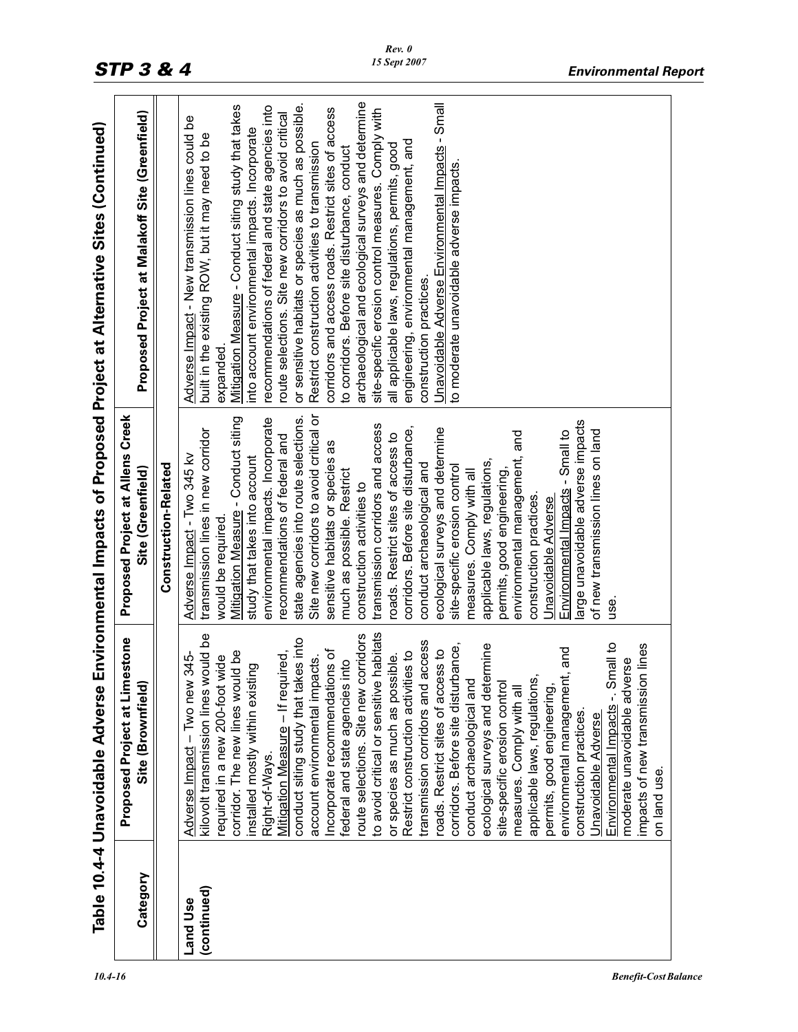## Table 10.4-4 Unavoidable Adverse Environmental Impacts of Proposed Project at Alternative Sites (Continued)

| Category | Proposed Project at Limestone Site (Brownfield) | Proposed Project at Allens Creek Site (Greenfield) | Proposed Project at Malakoff Site (Greenfield) |
|---|---|---|---|
| | Construction-Related | | |
| Land Use (continued) | Adverse Impact – Two new 345-kilovolt transmission lines would be required in a new 200-foot wide corridor. The new lines would be installed mostly within existing Right-of-Ways.<br>Mitigation Measure – If required, conduct siting study that takes into account environmental impacts. Incorporate recommendations of federal and state agencies into route selections. Site new corridors to avoid critical or sensitive habitats or species as much as possible. Restrict construction activities to transmission corridors and access roads. Restrict sites of access to corridors. Before site disturbance, conduct archaeological and ecological surveys and determine site-specific erosion control measures. Comply with all applicable laws, regulations, permits, good engineering, environmental management, and construction practices.<br>Unavoidable Adverse Environmental Impacts -. Small to moderate unavoidable adverse impacts of new transmission lines on land use. | Adverse Impact - Two 345 kv transmission lines in new corridor would be required.<br>Mitigation Measure - Conduct siting study that takes into account environmental impacts. Incorporate recommendations of federal and state agencies into route selections. Site new corridors to avoid critical or sensitive habitats or species as much as possible. Restrict construction activities to transmission corridors and access roads. Restrict sites of access to corridors. Before site disturbance, conduct archaeological and ecological surveys and determine site-specific erosion control measures. Comply with all applicable laws, regulations, permits, good engineering, environmental management, and construction practices.<br>Unavoidable Adverse Environmental Impacts - Small to large unavoidable adverse impacts of new transmission lines on land use. | Adverse Impact - New transmission lines could be built in the existing ROW, but it may need to be expanded.<br>Mitigation Measure - Conduct siting study that takes into account environmental impacts. Incorporate recommendations of federal and state agencies into route selections. Site new corridors to avoid critical or sensitive habitats or species as much as possible. Restrict construction activities to transmission corridors and access roads. Restrict sites of access to corridors. Before site disturbance, conduct archaeological and ecological surveys and determine site-specific erosion control measures. Comply with all applicable laws, regulations, permits, good engineering, environmental management, and construction practices.<br>Unavoidable Adverse Environmental Impacts - Small to moderate unavoidable adverse impacts. |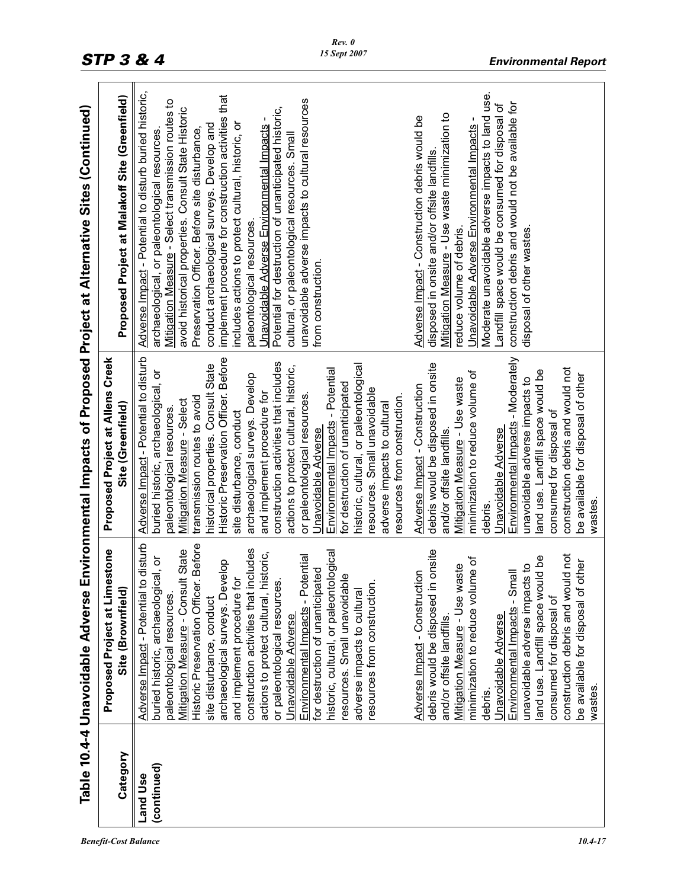## Table 10.4-4 Unavoidable Adverse Environmental Impacts of Proposed Project at Alternative Sites (Continued)

| Category | Proposed Project at Limestone Site (Brownfield) | Proposed Project at Allens Creek Site (Greenfield) | Proposed Project at Malakoff Site (Greenfield) |
|---|---|---|---|
| Land Use (continued) | Adverse Impact - Potential to disturb buried historic, archaeological, or paleontological resources. Mitigation Measure - Consult State Historic Preservation Officer. Before site disturbance, conduct archaeological surveys. Develop and implement procedure for construction activities that includes actions to protect cultural, historic, or paleontological resources. Unavoidable Adverse Environmental Impacts - Potential for destruction of unanticipated historic, cultural, or paleontological resources. Small unavoidable adverse impacts to cultural resources from construction. | Adverse Impact - Potential to disturb buried historic, archaeological, or paleontological resources. Mitigation Measure - Select transmission routes to avoid historical properties. Consult State Historic Preservation Officer. Before site disturbance, conduct archaeological surveys. Develop and implement procedure for construction activities that includes actions to protect cultural, historic, or paleontological resources. Unavoidable Adverse Environmental Impacts - Potential for destruction of unanticipated historic, cultural, or paleontological resources. Small unavoidable adverse impacts to cultural resources from construction. | Adverse Impact - Potential to disturb buried historic, archaeological, or paleontological resources. Mitigation Measure - Select transmission routes to avoid historical properties. Consult State Historic Preservation Officer. Before site disturbance, conduct archaeological surveys. Develop and implement procedure for construction activities that includes actions to protect cultural, historic, or paleontological resources. Unavoidable Adverse Environmental Impacts - Potential for destruction of unanticipated historic, cultural, or paleontological resources. Small unavoidable adverse impacts to cultural resources from construction. |
| | Adverse Impact - Construction debris would be disposed in onsite and/or offsite landfills. Mitigation Measure - Use waste minimization to reduce volume of debris. Unavoidable Adverse Environmental Impacts - Small unavoidable adverse impacts to land use. Landfill space would be consumed for disposal of construction debris and would not be available for disposal of other wastes. | Adverse Impact - Construction debris would be disposed in onsite and/or offsite landfills. Mitigation Measure - Use waste minimization to reduce volume of debris. Unavoidable Adverse Environmental Impacts - Moderately unavoidable adverse impacts to land use. Landfill space would be consumed for disposal of construction debris and would not be available for disposal of other wastes. | Adverse Impact - Construction debris would be disposed in onsite and/or offsite landfills. Mitigation Measure - Use waste minimization to reduce volume of debris. Unavoidable Adverse Environmental Impacts - Moderate unavoidable adverse impacts to land use. Landfill space would be consumed for disposal of construction debris and would not be available for disposal of other wastes. |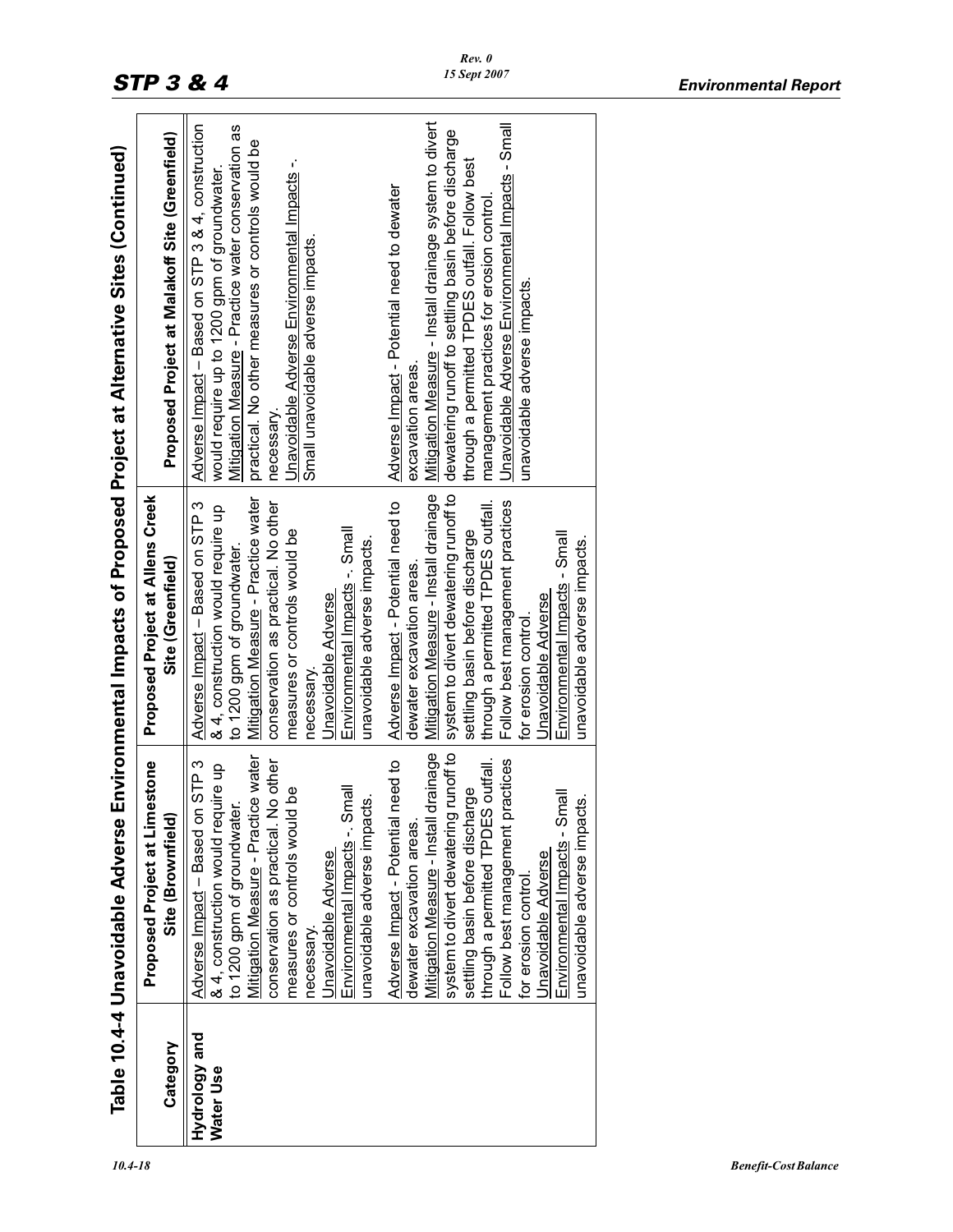## Table 10.4-4 Unavoidable Adverse Environmental Impacts of Proposed Project at Alternative Sites (Continued)

| Category | Proposed Project at Limestone Site (Brownfield) | Proposed Project at Allens Creek Site (Greenfield) | Proposed Project at Malakoff Site (Greenfield) |
|---|---|---|---|
| **Hydrology and Water Use** | Adverse Impact – Based on STP 3 & 4, construction would require up to 1200 gpm of groundwater.<br>Mitigation Measure - Practice water conservation as practical. No other measures or controls would be necessary.<br>Unavoidable Adverse Environmental Impacts -. Small unavoidable adverse impacts. | Adverse Impact – Based on STP 3 & 4, construction would require up to 1200 gpm of groundwater.<br>Mitigation Measure - Practice water conservation as practical. No other measures or controls would be necessary.<br>Unavoidable Adverse Environmental Impacts -. Small unavoidable adverse impacts. | Adverse Impact – Based on STP 3 & 4, construction would require up to 1200 gpm of groundwater.<br>Mitigation Measure - Practice water conservation as practical. No other measures or controls would be necessary.<br>Unavoidable Adverse Environmental Impacts -. Small unavoidable adverse impacts. |
| | Adverse Impact - Potential need to dewater excavation areas.<br>Mitigation Measure - Install drainage system to divert dewatering runoff to settling basin before discharge through a permitted TPDES outfall. Follow best management practices for erosion control.<br>Unavoidable Adverse Environmental Impacts - Small unavoidable adverse impacts. | Adverse Impact - Potential need to dewater excavation areas.<br>Mitigation Measure - Install drainage system to divert dewatering runoff to settling basin before discharge through a permitted TPDES outfall. Follow best management practices for erosion control.<br>Unavoidable Adverse Environmental Impacts - Small unavoidable adverse impacts. | Adverse Impact - Potential need to dewater excavation areas.<br>Mitigation Measure - Install drainage system to divert dewatering runoff to settling basin before discharge through a permitted TPDES outfall. Follow best management practices for erosion control.<br>Unavoidable Adverse Environmental Impacts - Small unavoidable adverse impacts. |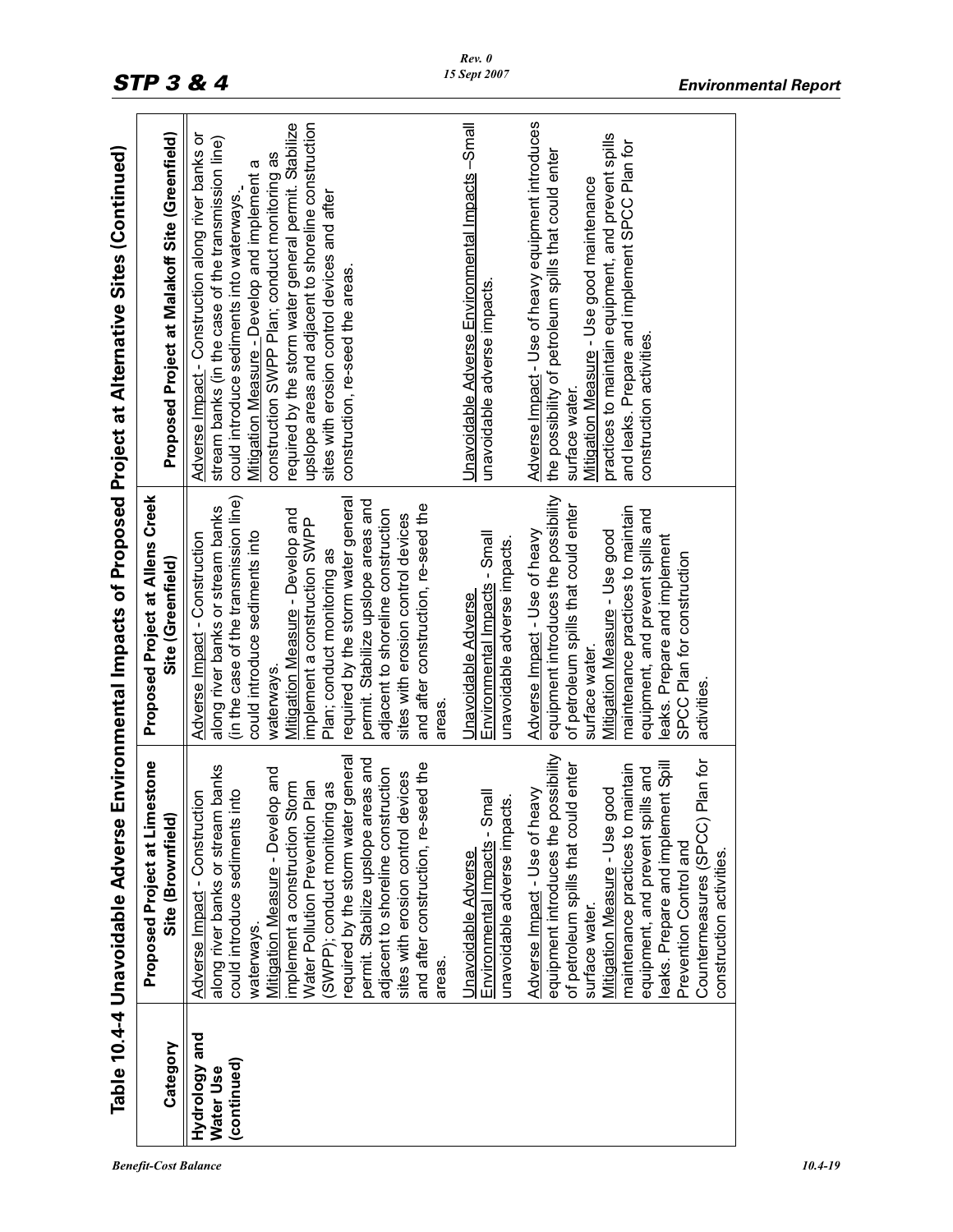## Table 10.4-4 Unavoidable Adverse Environmental Impacts of Proposed Project at Alternative Sites (Continued)

| Category | Proposed Project at Limestone Site (Brownfield) | Proposed Project at Allens Creek Site (Greenfield) | Proposed Project at Malakoff Site (Greenfield) |
|---|---|---|---|
| Hydrology and Water Use (continued) | Adverse Impact - Construction along river banks or stream banks could introduce sediments into waterways.<br>Mitigation Measure - Develop and implement a construction Storm Water Pollution Prevention Plan (SWPP); conduct monitoring as required by the storm water general permit. Stabilize upslope areas and adjacent to shoreline construction sites with erosion control devices and after construction, re-seed the areas.<br><br>Unavoidable Adverse Environmental Impacts - Small unavoidable adverse impacts.<br><br>Adverse Impact - Use of heavy equipment introduces the possibility of petroleum spills that could enter surface water.<br>Mitigation Measure - Use good maintenance practices to maintain equipment, and prevent spills and leaks. Prepare and implement Spill Prevention Control and Countermeasures (SPCC) Plan for construction activities. | Adverse Impact - Construction along river banks or stream banks (in the case of the transmission line) could introduce sediments into waterways.<br>Mitigation Measure - Develop and implement a construction SWPP Plan; conduct monitoring as required by the storm water general permit. Stabilize upslope areas and adjacent to shoreline construction sites with erosion control devices and after construction, re-seed the areas.<br><br>Unavoidable Adverse Environmental Impacts - Small unavoidable adverse impacts.<br><br>Adverse Impact - Use of heavy equipment introduces the possibility of petroleum spills that could enter surface water.<br>Mitigation Measure - Use good maintenance practices to maintain equipment, and prevent spills and leaks. Prepare and implement SPCC Plan for construction activities. | Adverse Impact - Construction along river banks or stream banks (in the case of the transmission line) could introduce sediments into waterways.<br>Mitigation Measure - Develop and implement a construction SWPP Plan; conduct monitoring as required by the storm water general permit. Stabilize upslope areas and adjacent to shoreline construction sites with erosion control devices and after construction, re-seed the areas.<br><br>Unavoidable Adverse Environmental Impacts –Small unavoidable adverse impacts.<br><br>Adverse Impact - Use of heavy equipment introduces the possibility of petroleum spills that could enter surface water.<br>Mitigation Measure - Use good maintenance practices to maintain equipment, and prevent spills and leaks. Prepare and implement SPCC Plan for construction activities. |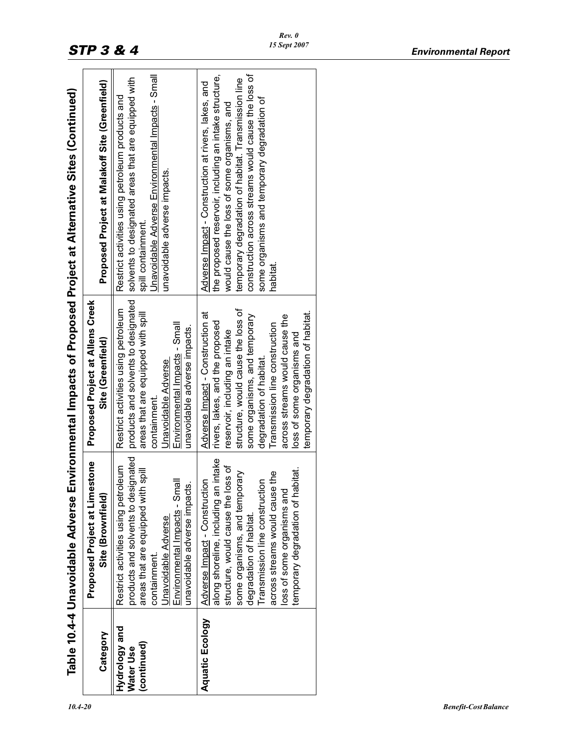## Table 10.4-4 Unavoidable Adverse Environmental Impacts of Proposed Project at Alternative Sites (Continued)

| Category | Proposed Project at Limestone Site (Brownfield) | Proposed Project at Allens Creek Site (Greenfield) | Proposed Project at Malakoff Site (Greenfield) |
|---|---|---|---|
| **Hydrology and Water Use (continued)** | Restrict activities using petroleum products and solvents to designated areas that are equipped with spill containment.<br>Unavoidable Adverse Environmental Impacts - Small unavoidable adverse impacts. | Restrict activities using petroleum products and solvents to designated areas that are equipped with spill containment.<br>Unavoidable Adverse Environmental Impacts - Small unavoidable adverse impacts. | Restrict activities using petroleum products and solvents to designated areas that are equipped with spill containment.<br>Unavoidable Adverse Environmental Impacts - Small unavoidable adverse impacts. |
| **Aquatic Ecology** | Adverse Impact - Construction along shoreline, including an intake structure, would cause the loss of some organisms, and temporary degradation of habitat.<br>Transmission line construction across streams would cause the loss of some organisms and temporary degradation of habitat. | Adverse Impact - Construction at rivers, lakes, and the proposed reservoir, including an intake structure, would cause the loss of some organisms, and temporary degradation of habitat.<br>Transmission line construction across streams would cause the loss of some organisms and temporary degradation of habitat. | Adverse Impact - Construction at rivers, lakes, and the proposed reservoir, including an intake structure, would cause the loss of some organisms, and temporary degradation of habitat. Transmission line construction across streams would cause the loss of some organisms and temporary degradation of habitat. |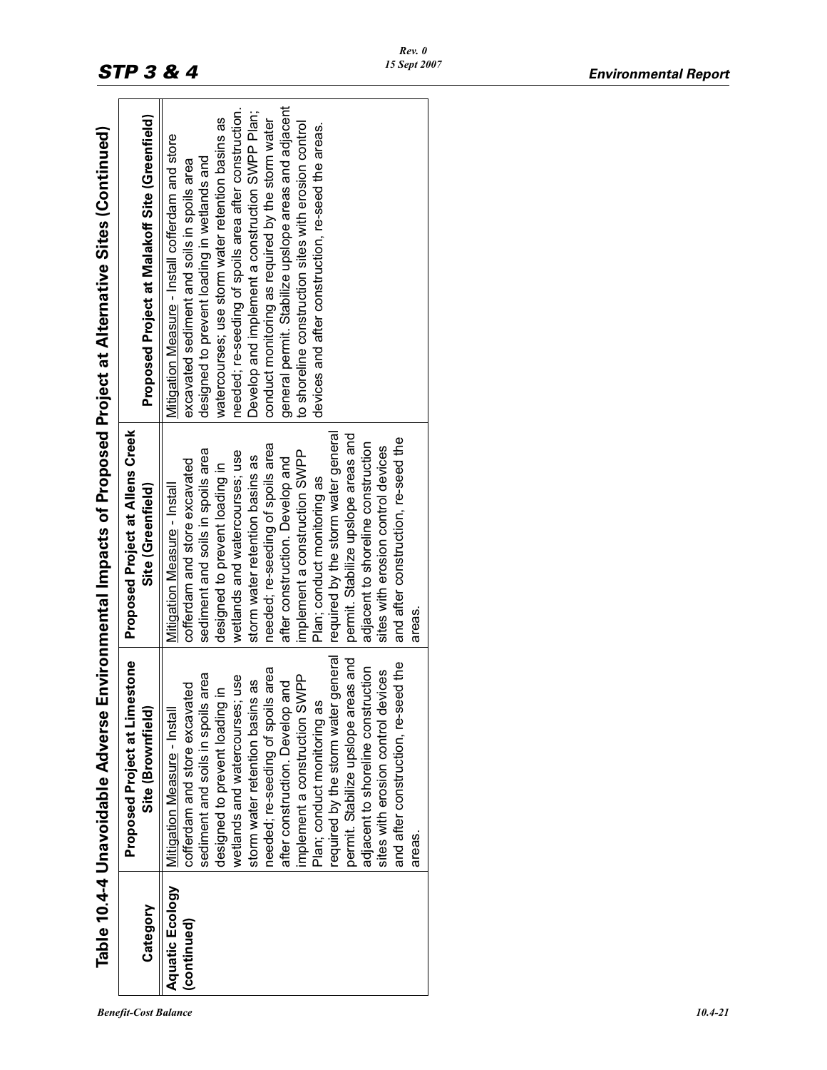## Table 10.4-4 Unavoidable Adverse Environmental Impacts of Proposed Project at Alternative Sites (Continued)

| Category | Proposed Project at Limestone Site (Brownfield) | Proposed Project at Allens Creek Site (Greenfield) | Proposed Project at Malakoff Site (Greenfield) |
|---|---|---|---|
| **Aquatic Ecology (continued)** | Mitigation Measure - Install cofferdam and store excavated sediment and soils in spoils area designed to prevent loading in wetlands and watercourses; use storm water retention basins as needed; re-seeding of spoils area after construction. Develop and implement a construction SWPP Plan; conduct monitoring as required by the storm water general permit. Stabilize upslope areas and adjacent to shoreline construction sites with erosion control devices and after construction, re-seed the areas. | Mitigation Measure - Install cofferdam and store excavated sediment and soils in spoils area designed to prevent loading in wetlands and watercourses; use storm water retention basins as needed; re-seeding of spoils area after construction. Develop and implement a construction SWPP Plan; conduct monitoring as required by the storm water general permit. Stabilize upslope areas and adjacent to shoreline construction sites with erosion control devices and after construction, re-seed the areas. | Mitigation Measure - Install cofferdam and store excavated sediment and soils in spoils area designed to prevent loading in wetlands and watercourses; use storm water retention basins as needed; re-seeding of spoils area after construction. Develop and implement a construction SWPP Plan; conduct monitoring as required by the storm water general permit. Stabilize upslope areas and adjacent to shoreline construction sites with erosion control devices and after construction, re-seed the areas. |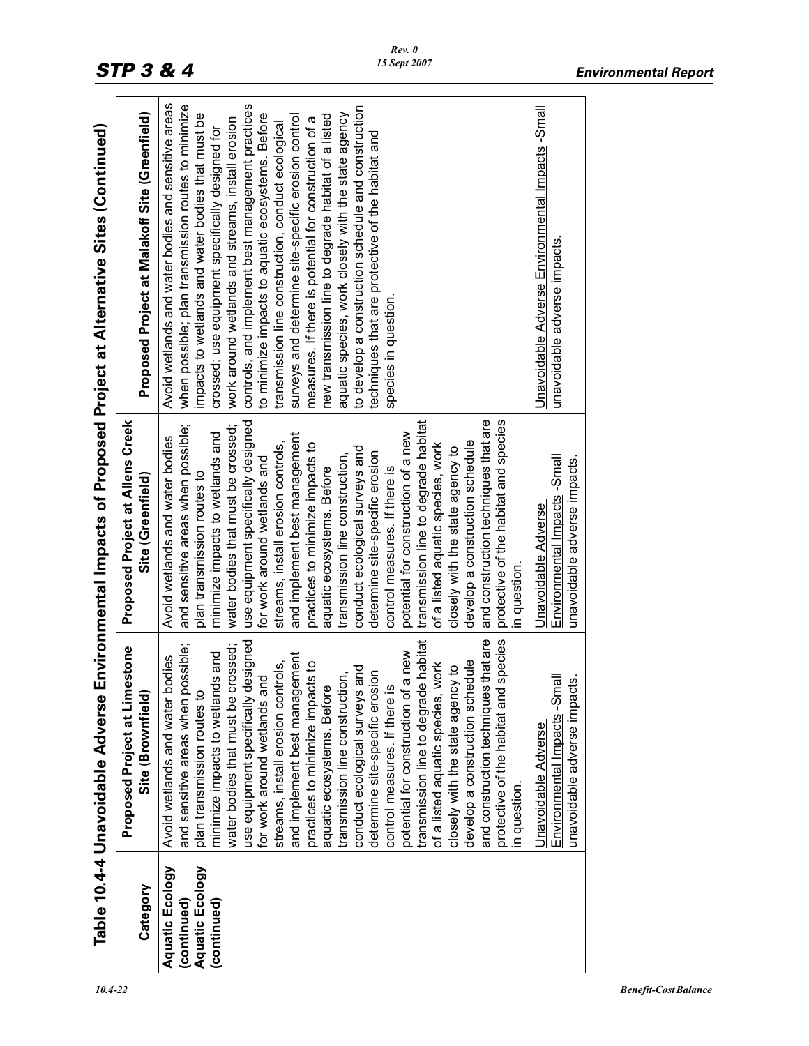# Table 10.4-4 Unavoidable Adverse Environmental Impacts of Proposed Project at Alternative Sites (Continued)

| Category | Proposed Project at Limestone Site (Brownfield) | Proposed Project at Allens Creek Site (Greenfield) | Proposed Project at Malakoff Site (Greenfield) |
|---|---|---|---|
| Aquatic Ecology (continued) Aquatic Ecology (continued) | Avoid wetlands and water bodies and sensitive areas when possible; plan transmission routes to minimize impacts to wetlands and water bodies that must be crossed; use equipment specifically designed for work around wetlands and streams, install erosion controls, and implement best management practices to minimize impacts to aquatic ecosystems. Before transmission line construction, conduct ecological surveys and determine site-specific erosion control measures. If there is potential for construction of a new transmission line to degrade habitat of a listed aquatic species, work closely with the state agency to develop a construction schedule and construction techniques that are protective of the habitat and species in question.<br><br><u>Unavoidable Adverse Environmental Impacts</u> -Small unavoidable adverse impacts. | Avoid wetlands and water bodies and sensitive areas when possible; plan transmission routes to minimize impacts to wetlands and water bodies that must be crossed; use equipment specifically designed for work around wetlands and streams, install erosion controls, and implement best management practices to minimize impacts to aquatic ecosystems. Before transmission line construction, conduct ecological surveys and determine site-specific erosion control measures. If there is potential for construction of a new transmission line to degrade habitat of a listed aquatic species, work closely with the state agency to develop a construction schedule and construction techniques that are protective of the habitat and species in question.<br><br><u>Unavoidable Adverse Environmental Impacts</u> -Small unavoidable adverse impacts. | Avoid wetlands and water bodies and sensitive areas when possible; plan transmission routes to minimize impacts to wetlands and water bodies that must be crossed; use equipment specifically designed for work around wetlands and streams, install erosion controls, and implement best management practices to minimize impacts to aquatic ecosystems. Before transmission line construction, conduct ecological surveys and determine site-specific erosion control measures. If there is potential for construction of a new transmission line to degrade habitat of a listed aquatic species, work closely with the state agency to develop a construction schedule and construction techniques that are protective of the habitat and species in question.<br><br><u>Unavoidable Adverse Environmental Impacts</u> -Small unavoidable adverse impacts. |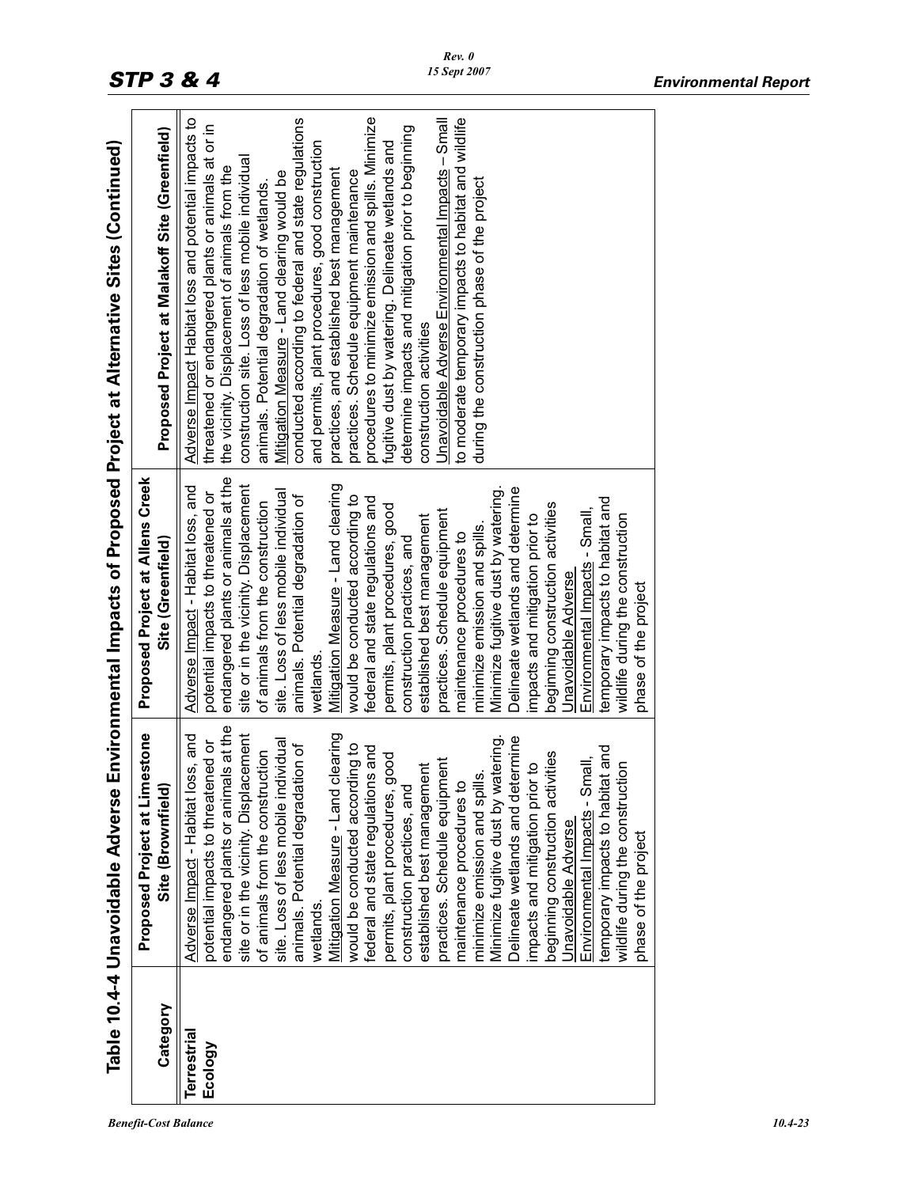# Table 10.4-4 Unavoidable Adverse Environmental Impacts of Proposed Project at Alternative Sites (Continued)

| Category | Proposed Project at Limestone Site (Brownfield) | Proposed Project at Allens Creek Site (Greenfield) | Proposed Project at Malakoff Site (Greenfield) |
|---|---|---|---|
| Terrestrial Ecology | Adverse Impact - Habitat loss, and potential impacts to threatened or endangered plants or animals at the site or in the vicinity. Displacement of animals from the construction site. Loss of less mobile individual animals. Potential degradation of wetlands. Mitigation Measure - Land clearing would be conducted according to federal and state regulations and permits, plant procedures, good construction practices, and established best management practices. Schedule equipment maintenance procedures to minimize emission and spills. Minimize fugitive dust by watering. Delineate wetlands and determine impacts and mitigation prior to beginning construction activities Unavoidable Adverse Environmental Impacts - Small, temporary impacts to habitat and wildlife during the construction phase of the project | Adverse Impact - Habitat loss, and potential impacts to threatened or endangered plants or animals at the site or in the vicinity. Displacement of animals from the construction site. Loss of less mobile individual animals. Potential degradation of wetlands. Mitigation Measure - Land clearing would be conducted according to federal and state regulations and permits, plant procedures, good construction practices, and established best management practices. Schedule equipment maintenance procedures to minimize emission and spills. Minimize fugitive dust by watering. Delineate wetlands and determine impacts and mitigation prior to beginning construction activities Unavoidable Adverse Environmental Impacts - Small, temporary impacts to habitat and wildlife during the construction phase of the project | Adverse Impact Habitat loss and potential impacts to threatened or endangered plants or animals at or in the vicinity. Displacement of animals from the construction site. Loss of less mobile individual animals. Potential degradation of wetlands. Mitigation Measure - Land clearing would be conducted according to federal and state regulations and permits, plant procedures, good construction practices, and established best management practices. Schedule equipment maintenance procedures to minimize emission and spills. Minimize fugitive dust by watering. Delineate wetlands and determine impacts and mitigation prior to beginning construction activities Unavoidable Adverse Environmental Impacts – Small to moderate temporary impacts to habitat and wildlife during the construction phase of the project |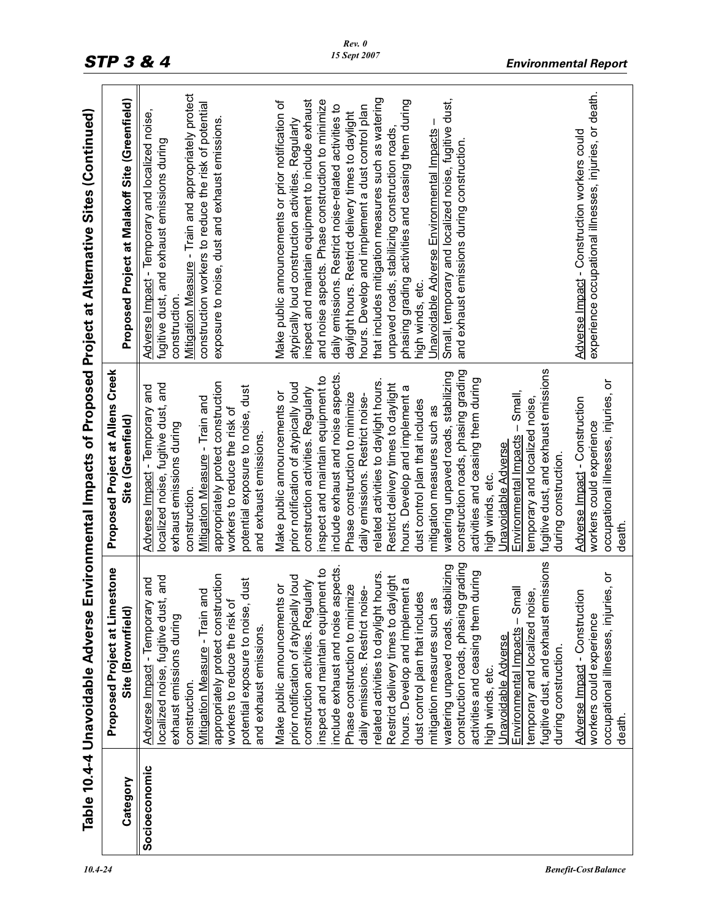# Table 10.4-4 Unavoidable Adverse Environmental Impacts of Proposed Project at Alternative Sites (Continued)

| Category | Proposed Project at Limestone Site (Brownfield) | Proposed Project at Allens Creek Site (Greenfield) | Proposed Project at Malakoff Site (Greenfield) |
|---|---|---|---|
| Socioeconomic | Adverse Impact - Temporary and localized noise, fugitive dust, and exhaust emissions during construction.<br>Mitigation Measure - Train and appropriately protect construction workers to reduce the risk of potential exposure to noise, dust and exhaust emissions. | Adverse Impact - Temporary and localized noise, fugitive dust, and exhaust emissions during construction.<br>Mitigation Measure - Train and appropriately protect construction workers to reduce the risk of potential exposure to noise, dust and exhaust emissions. | Adverse Impact - Temporary and localized noise, fugitive dust, and exhaust emissions during construction.<br>Mitigation Measure - Train and appropriately protect construction workers to reduce the risk of potential exposure to noise, dust and exhaust emissions. |
| | Make public announcements or prior notification of atypically loud construction activities. Regularly inspect and maintain equipment to include exhaust and noise aspects. Phase construction to minimize daily emissions. Restrict noise-related activities to daylight hours. Restrict delivery times to daylight hours. Develop and implement a dust control plan that includes mitigation measures such as watering unpaved roads, stabilizing construction roads, phasing grading activities and ceasing them during high winds, etc.<br>Unavoidable Adverse Environmental Impacts – Small temporary and localized noise, fugitive dust, and exhaust emissions during construction. | Make public announcements or prior notification of atypically loud construction activities. Regularly inspect and maintain equipment to include exhaust and noise aspects. Phase construction to minimize daily emissions. Restrict noise-related activities to daylight hours. Restrict delivery times to daylight hours. Develop and implement a dust control plan that includes mitigation measures such as watering unpaved roads, stabilizing construction roads, phasing grading activities and ceasing them during high winds, etc.<br>Unavoidable Adverse Environmental Impacts – Small, temporary and localized noise, fugitive dust, and exhaust emissions during construction. | Make public announcements or prior notification of atypically loud construction activities. Regularly inspect and maintain equipment to include exhaust and noise aspects. Phase construction to minimize daily emissions. Restrict noise-related activities to daylight hours. Restrict delivery times to daylight hours. Develop and implement a dust control plan that includes mitigation measures such as watering unpaved roads, stabilizing construction roads, phasing grading activities and ceasing them during high winds, etc.<br>Unavoidable Adverse Environmental Impacts – Small, temporary and localized noise, fugitive dust, and exhaust emissions during construction. |
| | Adverse Impact - Construction workers could experience occupational illnesses, injuries, or death. | Adverse Impact - Construction workers could experience occupational illnesses, injuries, or death. | Adverse Impact - Construction workers could experience occupational illnesses, injuries, or death. |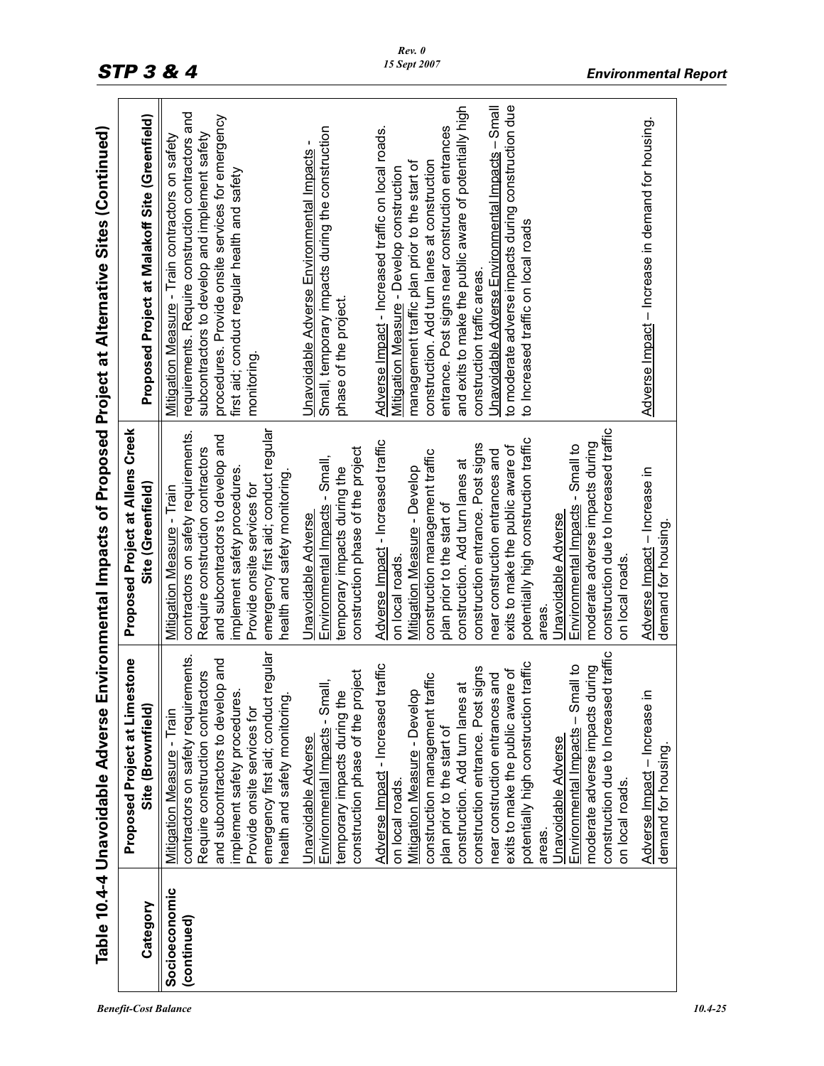## Table 10.4-4 Unavoidable Adverse Environmental Impacts of Proposed Project at Alternative Sites (Continued)

| Category | Proposed Project at Limestone Site (Brownfield) | Proposed Project at Allens Creek Site (Greenfield) | Proposed Project at Malakoff Site (Greenfield) |
|---|---|---|---|
| **Socioeconomic (continued)** | Mitigation Measure - Train contractors on safety requirements. Require construction contractors and subcontractors to develop and implement safety procedures. Provide onsite services for emergency first aid; conduct regular health and safety monitoring.<br><br>Unavoidable Adverse Environmental Impacts - Small, temporary impacts during the construction phase of the project | Mitigation Measure - Train contractors on safety requirements. Require construction contractors and subcontractors to develop and implement safety procedures. Provide onsite services for emergency first aid; conduct regular health and safety monitoring.<br><br>Unavoidable Adverse Environmental Impacts - Small, temporary impacts during the construction phase of the project | Mitigation Measure - Train contractors on safety requirements. Require construction contractors and subcontractors to develop and implement safety procedures. Provide onsite services for emergency first aid; conduct regular health and safety monitoring.<br><br>Unavoidable Adverse Environmental Impacts - Small, temporary impacts during the construction phase of the project. |
| | Adverse Impact - Increased traffic on local roads.<br>Mitigation Measure - Develop construction management traffic plan prior to the start of construction. Add turn lanes at construction entrance. Post signs near construction entrances and exits to make the public aware of potentially high construction traffic areas.<br>Unavoidable Adverse Environmental Impacts – Small to moderate adverse impacts during construction due to Increased traffic on local roads. | Adverse Impact - Increased traffic on local roads.<br>Mitigation Measure - Develop construction management traffic plan prior to the start of construction. Add turn lanes at construction entrance. Post signs near construction entrances and exits to make the public aware of potentially high construction traffic areas.<br>Unavoidable Adverse Environmental Impacts - Small to moderate adverse impacts during construction due to Increased traffic on local roads. | Adverse Impact - Increased traffic on local roads.<br>Mitigation Measure - Develop construction management traffic plan prior to the start of construction. Add turn lanes at construction entrance. Post signs near construction entrances and exits to make the public aware of potentially high construction traffic areas.<br>Unavoidable Adverse Environmental Impacts – Small to moderate adverse impacts during construction due to Increased traffic on local roads |
| | Adverse Impact – Increase in demand for housing. | Adverse Impact – Increase in demand for housing. | Adverse Impact – Increase in demand for housing. |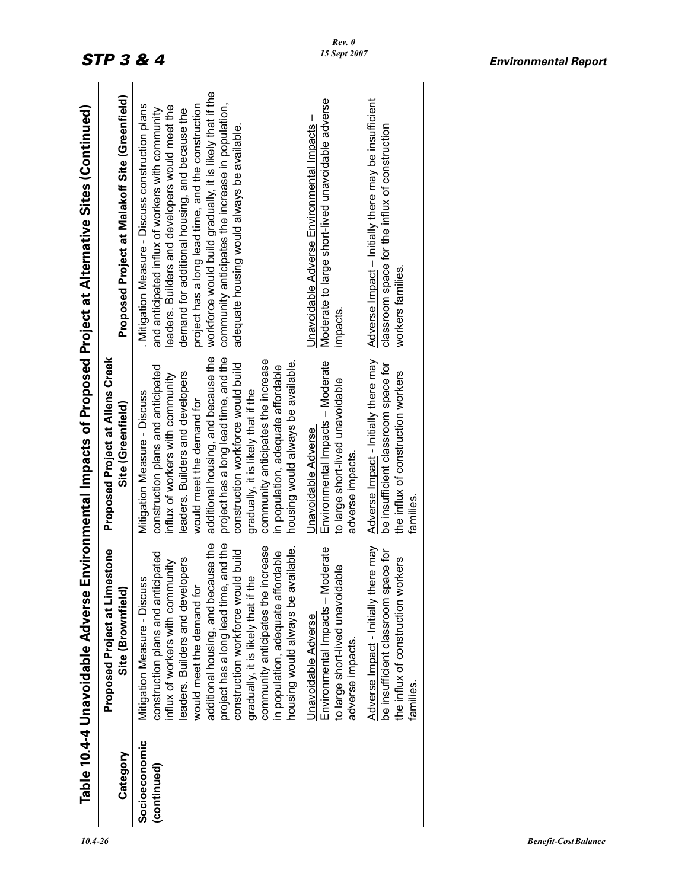## Table 10.4-4 Unavoidable Adverse Environmental Impacts of Proposed Project at Alternative Sites (Continued)

| Category | Proposed Project at Limestone Site (Brownfield) | Proposed Project at Allens Creek Site (Greenfield) | Proposed Project at Malakoff Site (Greenfield) |
|---|---|---|---|
| Socioeconomic (continued) | Mitigation Measure - Discuss construction plans and anticipated influx of workers with community leaders. Builders and developers would meet the demand for additional housing, and because the project has a long lead time, and the construction workforce would build gradually, it is likely that if the community anticipates the increase in population, adequate affordable housing would always be available.<br><br>Unavoidable Adverse Environmental Impacts – Moderate to large short-lived unavoidable adverse impacts.<br><br>Adverse Impact - Initially there may be insufficient classroom space for the influx of construction workers families. | Mitigation Measure - Discuss construction plans and anticipated influx of workers with community leaders. Builders and developers would meet the demand for additional housing, and because the project has a long lead time, and the construction workforce would build gradually, it is likely that if the community anticipates the increase in population, adequate affordable housing would always be available.<br><br>Unavoidable Adverse Environmental Impacts – Moderate to large short-lived unavoidable adverse impacts.<br><br>Adverse Impact - Initially there may be insufficient classroom space for the influx of construction workers families. | . Mitigation Measure - Discuss construction plans and anticipated influx of workers with community leaders. Builders and developers would meet the demand for additional housing, and because the project has a long lead time, and the construction workforce would build gradually, it is likely that if the community anticipates the increase in population, adequate housing would always be available.<br><br>Unavoidable Adverse Environmental Impacts – Moderate to large short-lived unavoidable adverse impacts.<br><br>Adverse Impact – Initially there may be insufficient classroom space for the influx of construction workers families. |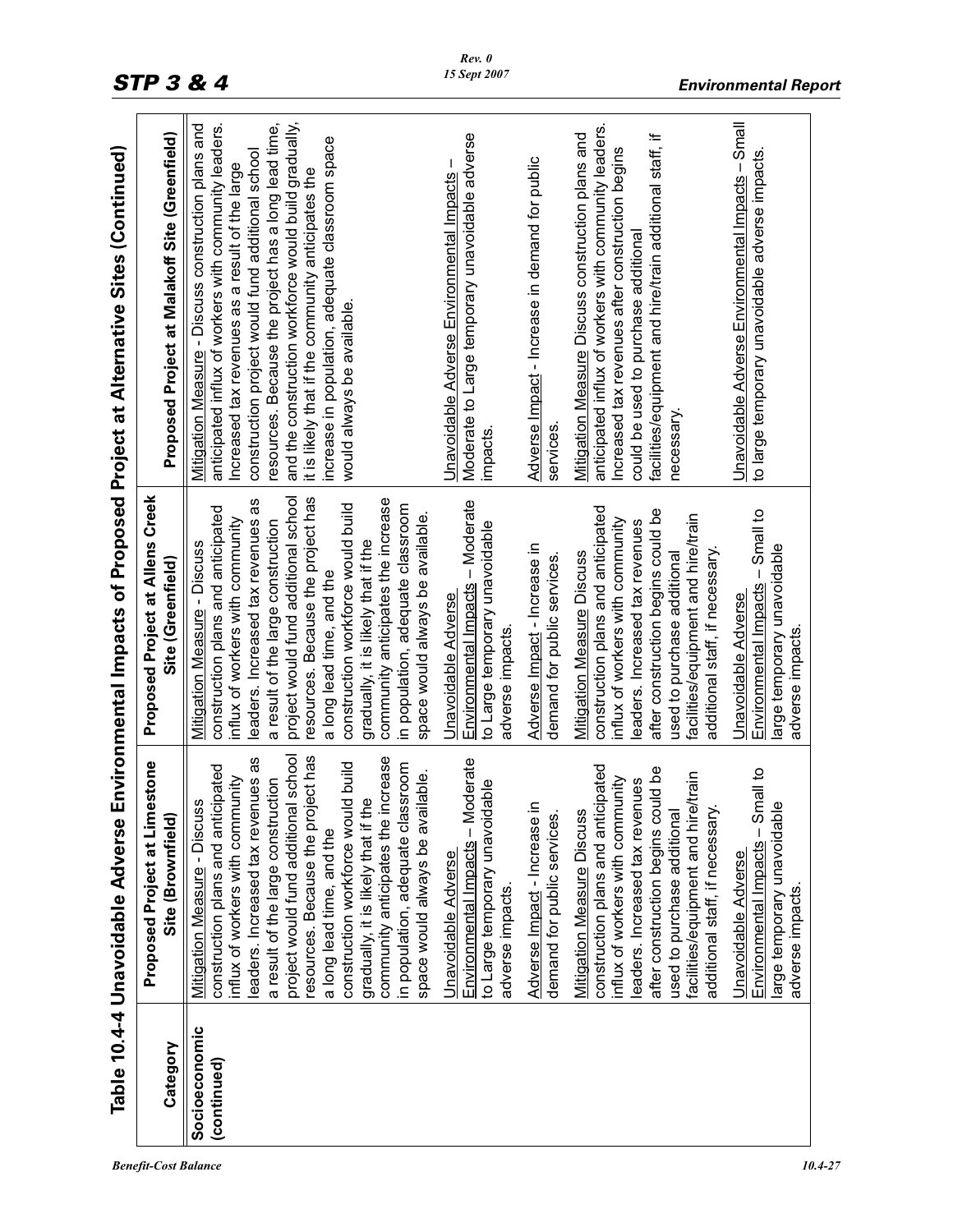## Table 10.4-4 Unavoidable Adverse Environmental Impacts of Proposed Project at Alternative Sites (Continued)

| Category | Proposed Project at Limestone Site (Brownfield) | Proposed Project at Allens Creek Site (Greenfield) | Proposed Project at Malakoff Site (Greenfield) |
|---|---|---|---|
| **Socioeconomic (continued)** | Mitigation Measure - Discuss construction plans and anticipated influx of workers with community leaders. Increased tax revenues as a result of the large construction project would fund additional school resources. Because the project has a long lead time, and the construction workforce would build gradually, it is likely that if the community anticipates the increase in population, adequate classroom space would always be available. | Mitigation Measure - Discuss construction plans and anticipated influx of workers with community leaders. Increased tax revenues as a result of the large construction project would fund additional school resources. Because the project has a long lead time, and the construction workforce would build gradually, it is likely that if the community anticipates the increase in population, adequate classroom space would always be available. | Mitigation Measure - Discuss construction plans and anticipated influx of workers with community leaders. Increased tax revenues as a result of the large construction project would fund additional school resources. Because the project has a long lead time, and the construction workforce would build gradually, it is likely that if the community anticipates the increase in population, adequate classroom space would always be available. |
| | Unavoidable Adverse Environmental Impacts – Moderate to Large temporary unavoidable adverse impacts. | Unavoidable Adverse Environmental Impacts – Moderate to Large temporary unavoidable adverse impacts. | Unavoidable Adverse Environmental Impacts – Moderate to Large temporary unavoidable adverse impacts. |
| | Adverse Impact - Increase in demand for public services. | Adverse Impact - Increase in demand for public services. | Adverse Impact - Increase in demand for public services. |
| | Mitigation Measure Discuss construction plans and anticipated influx of workers with community leaders. Increased tax revenues after construction begins could be used to purchase additional facilities/equipment and hire/train additional staff, if necessary. | Mitigation Measure Discuss construction plans and anticipated influx of workers with community leaders. Increased tax revenues after construction begins could be used to purchase additional facilities/equipment and hire/train additional staff, if necessary. | Mitigation Measure Discuss construction plans and anticipated influx of workers with community leaders. Increased tax revenues after construction begins could be used to purchase additional facilities/equipment and hire/train additional staff, if necessary. |
| | Unavoidable Adverse Environmental Impacts – Small to large temporary unavoidable adverse impacts. | Unavoidable Adverse Environmental Impacts – Small to large temporary unavoidable adverse impacts. | Unavoidable Adverse Environmental Impacts – Small to large temporary unavoidable adverse impacts. |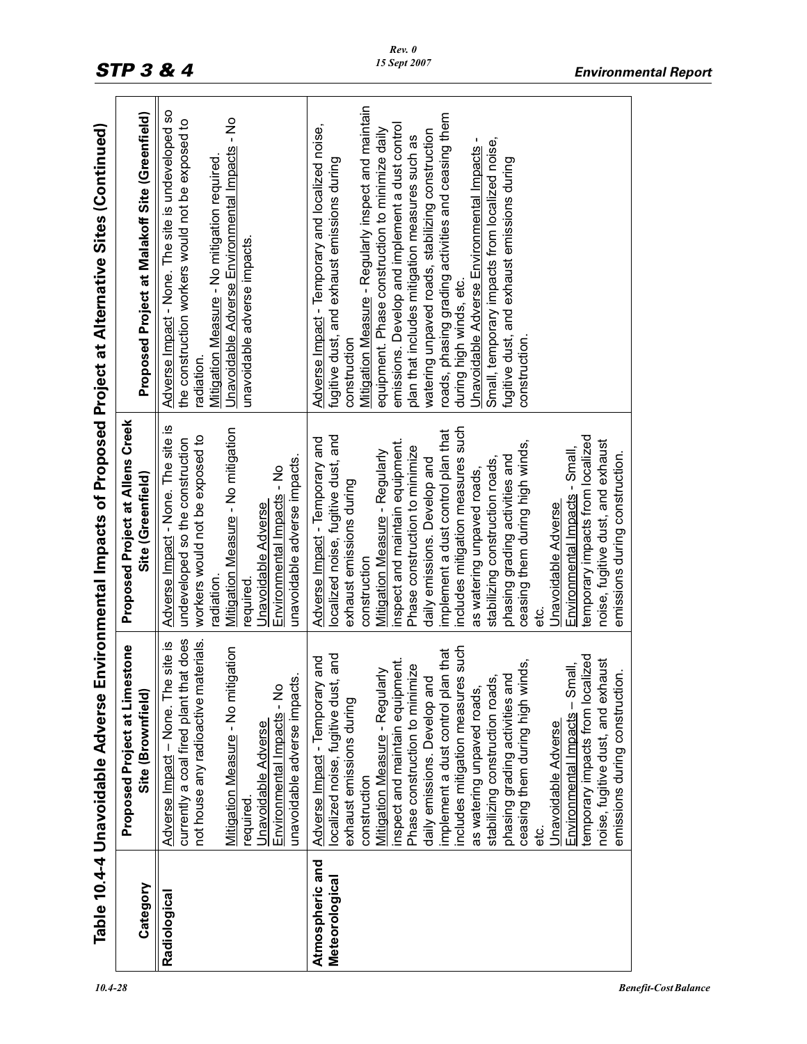## Table 10.4-4 Unavoidable Adverse Environmental Impacts of Proposed Project at Alternative Sites (Continued)

| Category | Proposed Project at Limestone Site (Brownfield) | Proposed Project at Allens Creek Site (Greenfield) | Proposed Project at Malakoff Site (Greenfield) |
|---|---|---|---|
| **Radiological** | Adverse Impact – None. The site is currently a coal fired plant that does not house any radioactive materials.<br><br>Mitigation Measure - No mitigation required.<br>Unavoidable Adverse Environmental Impacts - No unavoidable adverse impacts. | Adverse Impact - None. The site is undeveloped so the construction workers would not be exposed to radiation.<br>Mitigation Measure - No mitigation required.<br>Unavoidable Adverse Environmental Impacts - No unavoidable adverse impacts. | Adverse Impact - None. The site is undeveloped so the construction workers would not be exposed to radiation.<br>Mitigation Measure - No mitigation required.<br>Unavoidable Adverse Environmental Impacts - No unavoidable adverse impacts. |
| **Atmospheric and Meteorological** | Adverse Impact - Temporary and localized noise, fugitive dust, and exhaust emissions during construction<br>Mitigation Measure - Regularly inspect and maintain equipment. Phase construction to minimize daily emissions. Develop and implement a dust control plan that includes mitigation measures such as watering unpaved roads, stabilizing construction roads, phasing grading activities and ceasing them during high winds, etc.<br>Unavoidable Adverse Environmental Impacts – Small, temporary impacts from localized noise, fugitive dust, and exhaust emissions during construction. | Adverse Impact - Temporary and localized noise, fugitive dust, and exhaust emissions during construction<br>Mitigation Measure - Regularly inspect and maintain equipment. Phase construction to minimize daily emissions. Develop and implement a dust control plan that includes mitigation measures such as watering unpaved roads, stabilizing construction roads, phasing grading activities and ceasing them during high winds, etc.<br>Unavoidable Adverse Environmental Impacts - Small, temporary impacts from localized noise, fugitive dust, and exhaust emissions during construction. | Adverse Impact - Temporary and localized noise, fugitive dust, and exhaust emissions during construction<br>Mitigation Measure - Regularly inspect and maintain equipment. Phase construction to minimize daily emissions. Develop and implement a dust control plan that includes mitigation measures such as watering unpaved roads, stabilizing construction roads, phasing grading activities and ceasing them during high winds, etc.<br>Unavoidable Adverse Environmental Impacts - Small, temporary impacts from localized noise, fugitive dust, and exhaust emissions during construction. |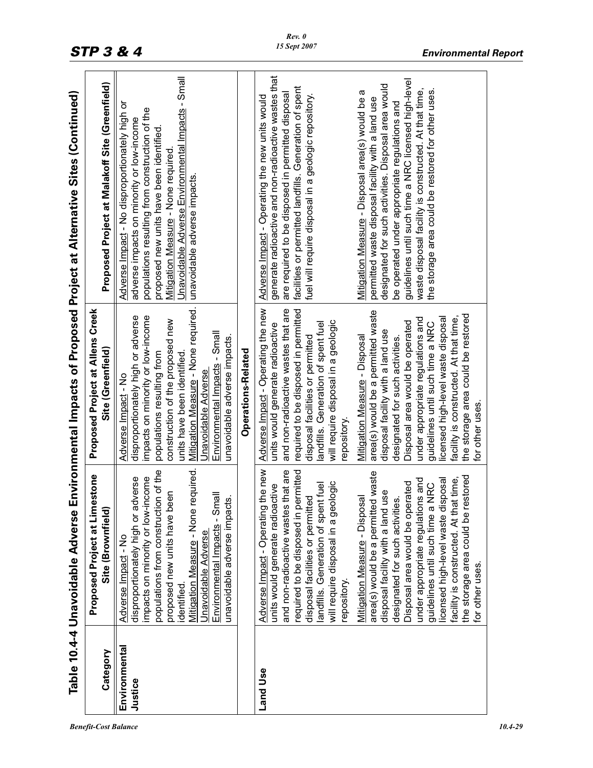# Table 10.4-4 Unavoidable Adverse Environmental Impacts of Proposed Project at Alternative Sites (Continued)

| Category | Proposed Project at Limestone Site (Brownfield) | Proposed Project at Allens Creek Site (Greenfield) | Proposed Project at Malakoff Site (Greenfield) |
|---|---|---|---|
| Environmental Justice | Adverse Impact - No disproportionately high or adverse impacts on minority or low-income populations from construction of the proposed new units have been identified.<br>Mitigation Measure - None required.<br>Unavoidable Adverse Environmental Impacts - Small unavoidable adverse impacts. | Adverse Impact - No disproportionately high or adverse impacts on minority or low-income populations resulting from construction of the proposed new units have been identified.<br>Mitigation Measure - None required.<br>Unavoidable Adverse Environmental Impacts - Small unavoidable adverse impacts. | Adverse Impact - No disproportionately high or adverse impacts on minority or low-income populations resulting from construction of the proposed new units have been identified.<br>Mitigation Measure - None required.<br>Unavoidable Adverse Environmental Impacts - Small unavoidable adverse impacts. |
| | | **Operations-Related** | |
| Land Use | Adverse Impact - Operating the new units would generate radioactive and non-radioactive wastes that are required to be disposed in permitted disposal facilities or permitted landfills. Generation of spent fuel will require disposal in a geologic repository.<br>Mitigation Measure - Disposal area(s) would be a permitted waste disposal facility with a land use designated for such activities. Disposal area would be operated under appropriate regulations and guidelines until such time a NRC licensed high-level waste disposal facility is constructed. At that time, the storage area could be restored for other uses. | Adverse Impact - Operating the new units would generate radioactive and non-radioactive wastes that are required to be disposed in permitted disposal facilities or permitted landfills. Generation of spent fuel will require disposal in a geologic repository.<br>Mitigation Measure - Disposal area(s) would be a permitted waste disposal facility with a land use designated for such activities. Disposal area would be operated under appropriate regulations and guidelines until such time a NRC licensed high-level waste disposal facility is constructed. At that time, the storage area could be restored for other uses. | Adverse Impact - Operating the new units would generate radioactive and non-radioactive wastes that are required to be disposed in permitted disposal facilities or permitted landfills. Generation of spent fuel will require disposal in a geologic repository.<br>Mitigation Measure - Disposal area(s) would be a permitted waste disposal facility with a land use designated for such activities. Disposal area would be operated under appropriate regulations and guidelines until such time a NRC licensed high-level waste disposal facility is constructed. At that time, the storage area could be restored for other uses. |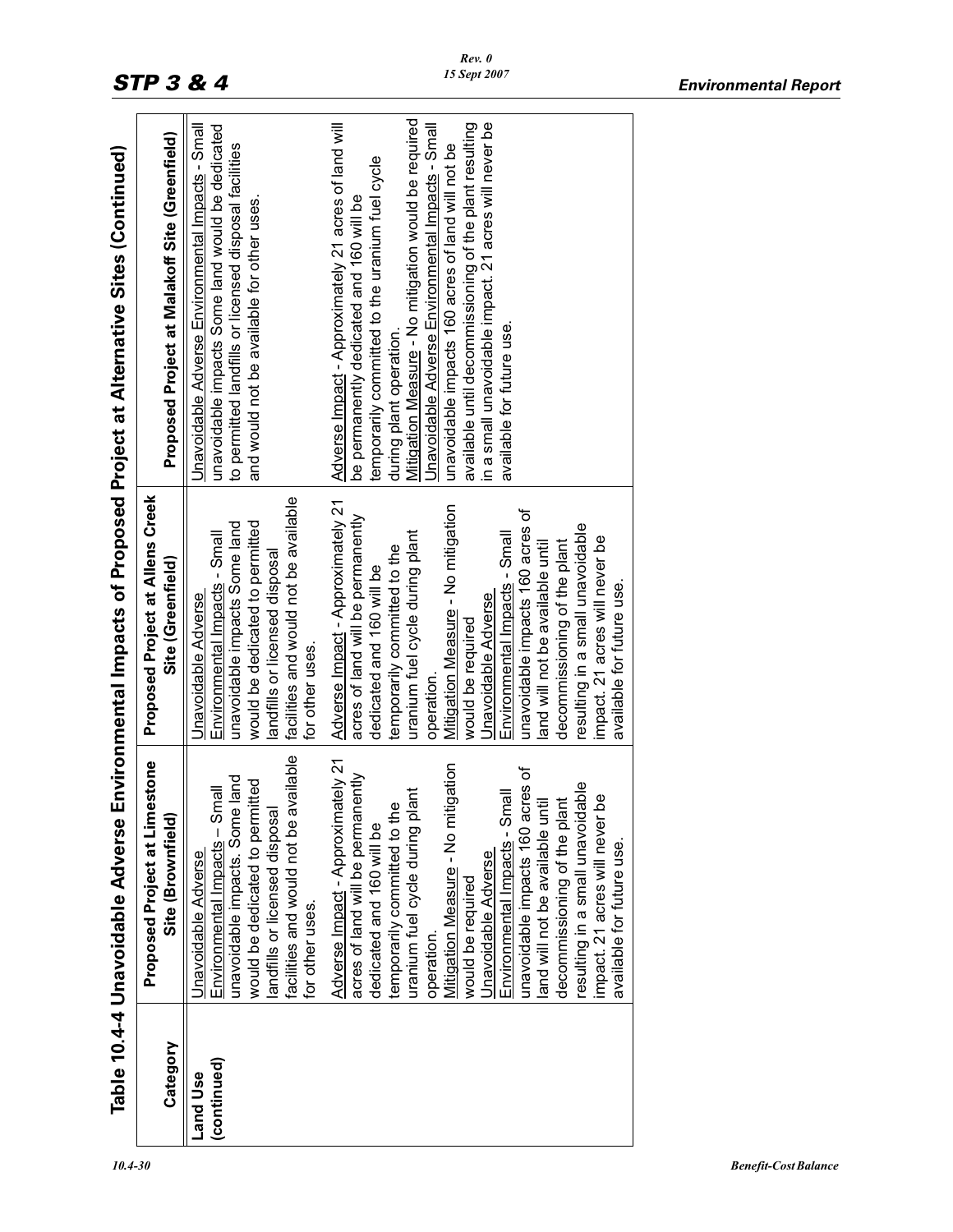## Table 10.4-4 Unavoidable Adverse Environmental Impacts of Proposed Project at Alternative Sites (Continued)

| Category | Proposed Project at Limestone Site (Brownfield) | Proposed Project at Allens Creek Site (Greenfield) | Proposed Project at Malakoff Site (Greenfield) |
|---|---|---|---|
| Land Use (continued) | Unavoidable Adverse Environmental Impacts – Small unavoidable impacts. Some land would be dedicated to permitted landfills or licensed disposal facilities and would not be available for other uses. | Unavoidable Adverse Environmental Impacts - Small unavoidable impacts Some land would be dedicated to permitted landfills or licensed disposal facilities and would not be available for other uses. | Unavoidable Adverse Environmental Impacts - Small unavoidable impacts Some land would be dedicated to permitted landfills or licensed disposal facilities and would not be available for other uses. |
| | Adverse Impact - Approximately 21 acres of land will be permanently dedicated and 160 will be temporarily committed to the uranium fuel cycle during plant operation.<br>Mitigation Measure - No mitigation would be required<br>Unavoidable Adverse Environmental Impacts - Small unavoidable impacts 160 acres of land will not be available until decommissioning of the plant resulting in a small unavoidable impact. 21 acres will never be available for future use. | Adverse Impact - Approximately 21 acres of land will be permanently dedicated and 160 will be temporarily committed to the uranium fuel cycle during plant operation.<br>Mitigation Measure - No mitigation would be required<br>Unavoidable Adverse Environmental Impacts - Small unavoidable impacts 160 acres of land will not be available until decommissioning of the plant resulting in a small unavoidable impact. 21 acres will never be available for future use. | Adverse Impact - Approximately 21 acres of land will be permanently dedicated and 160 will be temporarily committed to the uranium fuel cycle during plant operation.<br>Mitigation Measure - No mitigation would be required<br>Unavoidable Adverse Environmental Impacts - Small unavoidable impacts 160 acres of land will not be available until decommissioning of the plant resulting in a small unavoidable impact. 21 acres will never be available for future use. |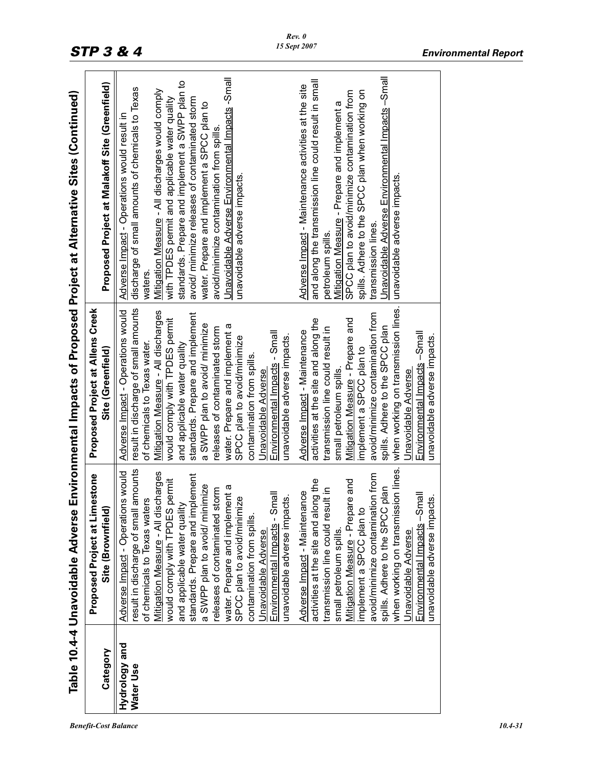## Table 10.4-4 Unavoidable Adverse Environmental Impacts of Proposed Project at Alternative Sites (Continued)

| Category | Proposed Project at Limestone Site (Brownfield) | Proposed Project at Allens Creek Site (Greenfield) | Proposed Project at Malakoff Site (Greenfield) |
|---|---|---|---|
| Hydrology and Water Use | Adverse Impact - Operations would result in discharge of small amounts of chemicals to Texas waters<br>Mitigation Measure - All discharges would comply with TPDES permit and applicable water quality standards. Prepare and implement a SWPP plan to avoid/ minimize releases of contaminated storm water. Prepare and implement a SPCC plan to avoid/minimize contamination from spills.<br>Unavoidable Adverse Environmental Impacts - Small unavoidable adverse impacts. | Adverse Impact - Operations would result in discharge of small amounts of chemicals to Texas water.<br>Mitigation Measure - All discharges would comply with TPDES permit and applicable water quality standards. Prepare and implement a SWPP plan to avoid/ minimize releases of contaminated storm water. Prepare and implement a SPCC plan to avoid/minimize contamination from spills.<br>Unavoidable Adverse Environmental Impacts - Small unavoidable adverse impacts. | Adverse Impact - Operations would result in discharge of small amounts of chemicals to Texas waters.<br>Mitigation Measure - All discharges would comply with TPDES permit and applicable water quality standards. Prepare and implement a SWPP plan to avoid/ minimize releases of contaminated storm water. Prepare and implement a SPCC plan to avoid/minimize contamination from spills.<br>Unavoidable Adverse Environmental Impacts -Small unavoidable adverse impacts. |
| | Adverse Impact - Maintenance activities at the site and along the transmission line could result in small petroleum spills.<br>Mitigation Measure - Prepare and implement a SPCC plan to avoid/minimize contamination from spills. Adhere to the SPCC plan when working on transmission lines.<br>Unavoidable Adverse Environmental Impacts –Small unavoidable adverse impacts. | Adverse Impact - Maintenance activities at the site and along the transmission line could result in small petroleum spills.<br>Mitigation Measure - Prepare and implement a SPCC plan to avoid/minimize contamination from spills. Adhere to the SPCC plan when working on transmission lines.<br>Unavoidable Adverse Environmental Impacts –Small unavoidable adverse impacts. | Adverse Impact - Maintenance activities at the site and along the transmission line could result in small petroleum spills.<br>Mitigation Measure - Prepare and implement a SPCC plan to avoid/minimize contamination from spills. Adhere to the SPCC plan when working on transmission lines.<br>Unavoidable Adverse Environmental Impacts –Small unavoidable adverse impacts. |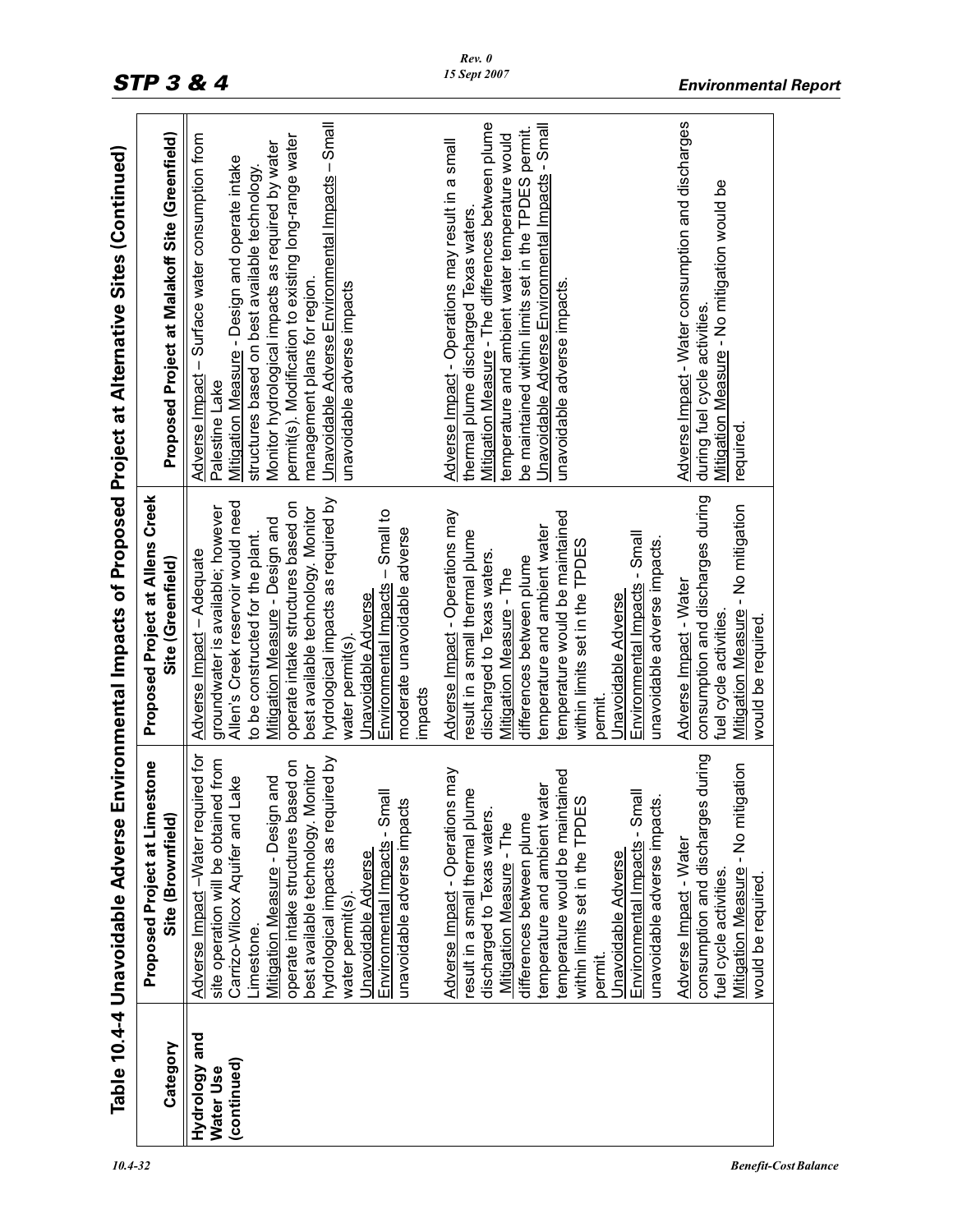## Table 10.4-4 Unavoidable Adverse Environmental Impacts of Proposed Project at Alternative Sites (Continued)

| Category | Proposed Project at Limestone Site (Brownfield) | Proposed Project at Allens Creek Site (Greenfield) | Proposed Project at Malakoff Site (Greenfield) |
|---|---|---|---|
| **Hydrology and Water Use (continued)** | Adverse Impact –Water required for site operation will be obtained from Carrizo-Wilcox Aquifer and Lake Limestone.<br>Mitigation Measure - Design and operate intake structures based on best available technology. Monitor hydrological impacts as required by water permit(s).<br>Unavoidable Adverse Environmental Impacts - Small unavoidable adverse impacts | Adverse Impact – Adequate groundwater is available; however Allen's Creek reservoir would need to be constructed for the plant.<br>Mitigation Measure - Design and operate intake structures based on best available technology. Monitor hydrological impacts as required by water permit(s).<br>Unavoidable Adverse Environmental Impacts – Small to moderate unavoidable adverse impacts | Adverse Impact – Surface water consumption from Palestine Lake<br>Mitigation Measure - Design and operate intake structures based on best available technology. Monitor hydrological impacts as required by water permit(s). Modification to existing long-range water management plans for region.<br>Unavoidable Adverse Environmental Impacts – Small unavoidable adverse impacts |
| | Adverse Impact - Operations may result in a small thermal plume discharged to Texas waters.<br>Mitigation Measure - The differences between plume temperature and ambient water temperature would be maintained within limits set in the TPDES permit.<br>Unavoidable Adverse Environmental Impacts - Small unavoidable adverse impacts. | Adverse Impact - Operations may result in a small thermal plume discharged to Texas waters.<br>Mitigation Measure - The differences between plume temperature and ambient water temperature would be maintained within limits set in the TPDES permit.<br>Unavoidable Adverse Environmental Impacts - Small unavoidable adverse impacts. | Adverse Impact - Operations may result in a small thermal plume discharged Texas waters.<br>Mitigation Measure - The differences between plume temperature and ambient water temperature would be maintained within limits set in the TPDES permit.<br>Unavoidable Adverse Environmental Impacts - Small unavoidable adverse impacts. |
| | Adverse Impact - Water consumption and discharges during fuel cycle activities.<br>Mitigation Measure - No mitigation would be required. | Adverse Impact - Water consumption and discharges during fuel cycle activities.<br>Mitigation Measure - No mitigation would be required. | Adverse Impact - Water consumption and discharges during fuel cycle activities.<br>Mitigation Measure - No mitigation would be required. |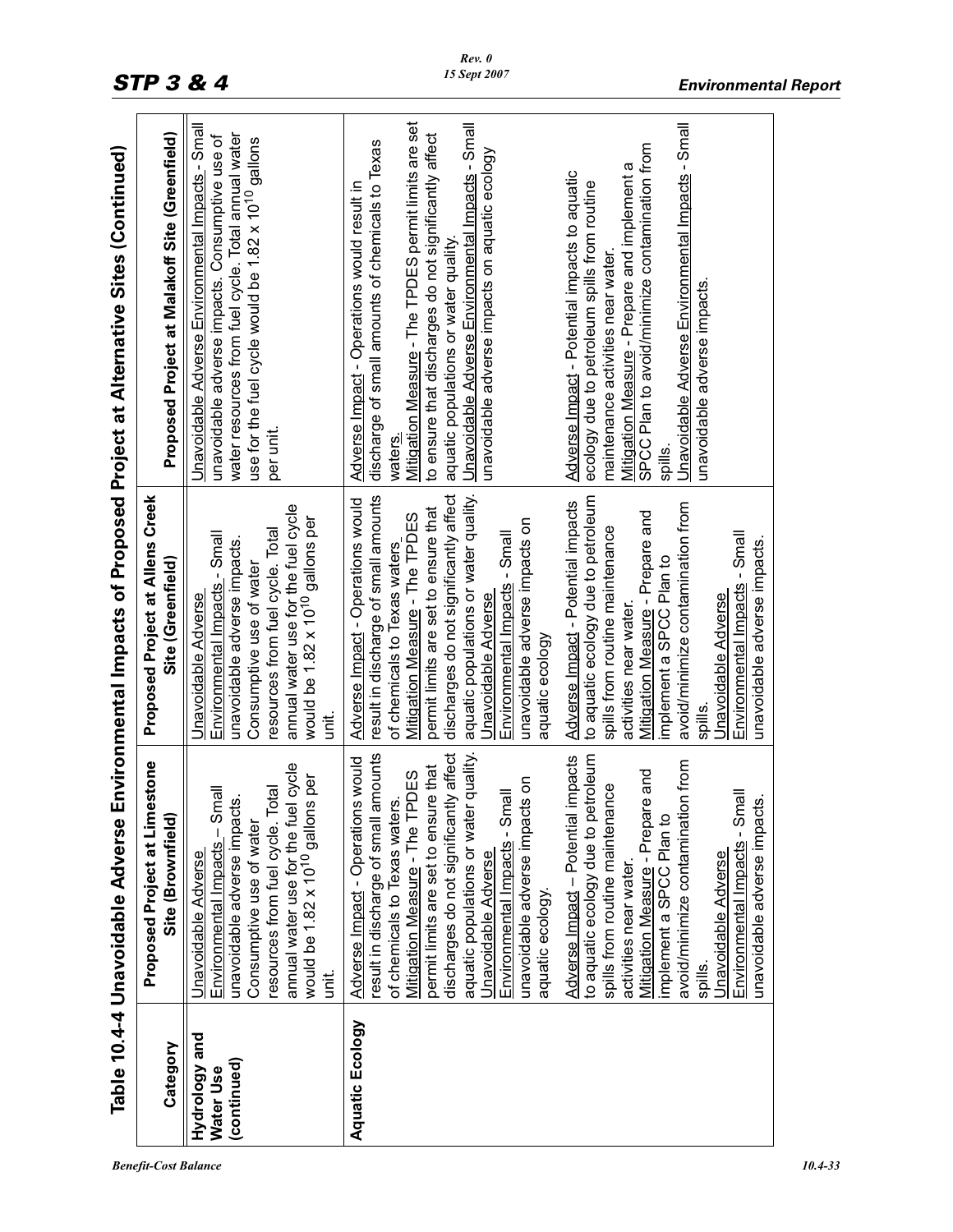Table 10.4-4 Unavoidable Adverse Environmental Impacts of Proposed Project at Alternative Sites (Continued)

| Category | Proposed Project at Limestone Site (Brownfield) | Proposed Project at Allens Creek Site (Greenfield) | Proposed Project at Malakoff Site (Greenfield) |
|---|---|---|---|
| **Hydrology and Water Use (continued)** | Unavoidable Adverse Environmental Impacts – Small unavoidable adverse impacts. Consumptive use of water resources from fuel cycle. Total annual water use for the fuel cycle would be $1.82 \times 10^{10}$ gallons per unit. | Unavoidable Adverse Environmental Impacts - Small unavoidable adverse impacts. Consumptive use of water resources from fuel cycle. Total annual water use for the fuel cycle would be $1.82 \times 10^{10}$ gallons per unit. | Unavoidable Adverse Environmental Impacts - Small unavoidable adverse impacts. Consumptive use of water resources from fuel cycle. Total annual water use for the fuel cycle would be $1.82 \times 10^{10}$ gallons per unit. |
| **Aquatic Ecology** | Adverse Impact - Operations would result in discharge of small amounts of chemicals to Texas waters.<br>Mitigation Measure - The TPDES permit limits are set to ensure that discharges do not significantly affect aquatic populations or water quality.<br>Unavoidable Adverse Environmental Impacts - Small unavoidable adverse impacts on aquatic ecology.<br><br>Adverse Impact – Potential impacts to aquatic ecology due to petroleum spills from routine maintenance activities near water.<br>Mitigation Measure - Prepare and implement a SPCC Plan to avoid/minimize contamination from spills.<br>Unavoidable Adverse Environmental Impacts - Small unavoidable adverse impacts. | Adverse Impact - Operations would result in discharge of small amounts of chemicals to Texas waters.<br>Mitigation Measure - The TPDES permit limits are set to ensure that discharges do not significantly affect aquatic populations or water quality.<br>Unavoidable Adverse Environmental Impacts - Small unavoidable adverse impacts on aquatic ecology<br><br>Adverse Impact - Potential impacts to aquatic ecology due to petroleum spills from routine maintenance activities near water.<br>Mitigation Measure - Prepare and implement a SPCC Plan to avoid/minimize contamination from spills.<br>Unavoidable Adverse Environmental Impacts - Small unavoidable adverse impacts. | Adverse Impact - Operations would result in discharge of small amounts of chemicals to Texas waters.<br>Mitigation Measure - The TPDES permit limits are set to ensure that discharges do not significantly affect aquatic populations or water quality.<br>Unavoidable Adverse Environmental Impacts - Small unavoidable adverse impacts on aquatic ecology<br><br>Adverse Impact - Potential impacts to aquatic ecology due to petroleum spills from routine maintenance activities near water.<br>Mitigation Measure - Prepare and implement a SPCC Plan to avoid/minimize contamination from spills.<br>Unavoidable Adverse Environmental Impacts - Small unavoidable adverse impacts. |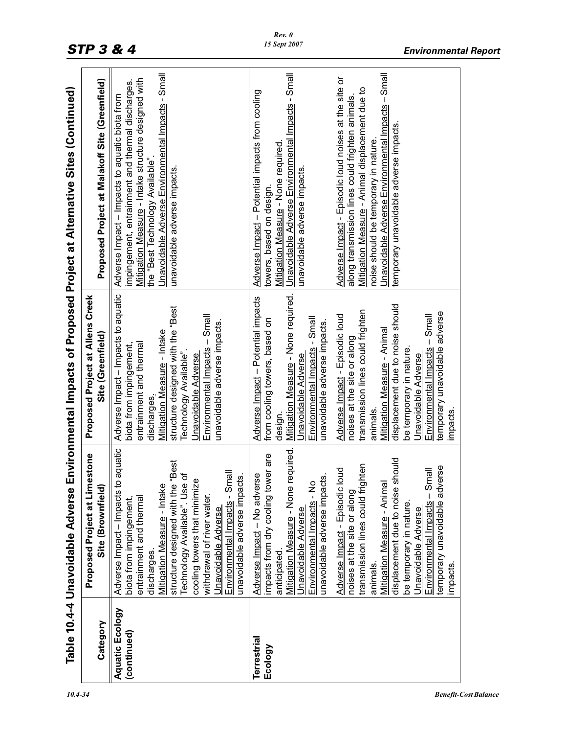## Table 10.4-4 Unavoidable Adverse Environmental Impacts of Proposed Project at Alternative Sites (Continued)

| Category | Proposed Project at Limestone Site (Brownfield) | Proposed Project at Allens Creek Site (Greenfield) | Proposed Project at Malakoff Site (Greenfield) |
|---|---|---|---|
| **Aquatic Ecology (continued)** | Adverse Impact – Impacts to aquatic biota from impingement, entrainment and thermal discharges.<br>Mitigation Measure - Intake structure designed with the "Best Technology Available". Use of cooling towers that minimize withdrawal of river water.<br>Unavoidable Adverse Environmental Impacts - Small unavoidable adverse impacts. | Adverse Impact – Impacts to aquatic biota from impingement, entrainment and thermal discharges.<br>Mitigation Measure - Intake structure designed with the "Best Technology Available".<br>Unavoidable Adverse Environmental Impacts – Small unavoidable adverse impacts. | Adverse Impact – Impacts to aquatic biota from impingement, entrainment and thermal discharges.<br>Mitigation Measure - Intake structure designed with the "Best Technology Available".<br>Unavoidable Adverse Environmental Impacts - Small unavoidable adverse impacts. |
| **Terrestrial Ecology** | Adverse Impact – No adverse impacts from dry cooling tower are anticipated.<br>Mitigation Measure - None required.<br>Unavoidable Adverse Environmental Impacts - No unavoidable adverse impacts.<br><br>Adverse Impact - Episodic loud noises at the site or along transmission lines could frighten animals.<br>Mitigation Measure - Animal displacement due to noise should be temporary in nature.<br>Unavoidable Adverse Environmental Impacts – Small temporary unavoidable adverse impacts. | Adverse Impact – Potential impacts from cooling towers, based on design.<br>Mitigation Measure - None required.<br>Unavoidable Adverse Environmental Impacts - Small unavoidable adverse impacts.<br><br>Adverse Impact - Episodic loud noises at the site or along transmission lines could frighten animals.<br>Mitigation Measure - Animal displacement due to noise should be temporary in nature.<br>Unavoidable Adverse Environmental Impacts – Small temporary unavoidable adverse impacts. | Adverse Impact – Potential impacts from cooling towers, based on design.<br>Mitigation Measure - None required.<br>Unavoidable Adverse Environmental Impacts - Small unavoidable adverse impacts.<br><br>Adverse Impact - Episodic loud noises at the site or along transmission lines could frighten animals.<br>Mitigation Measure - Animal displacement due to noise should be temporary in nature.<br>Unavoidable Adverse Environmental Impacts – Small temporary unavoidable adverse impacts. |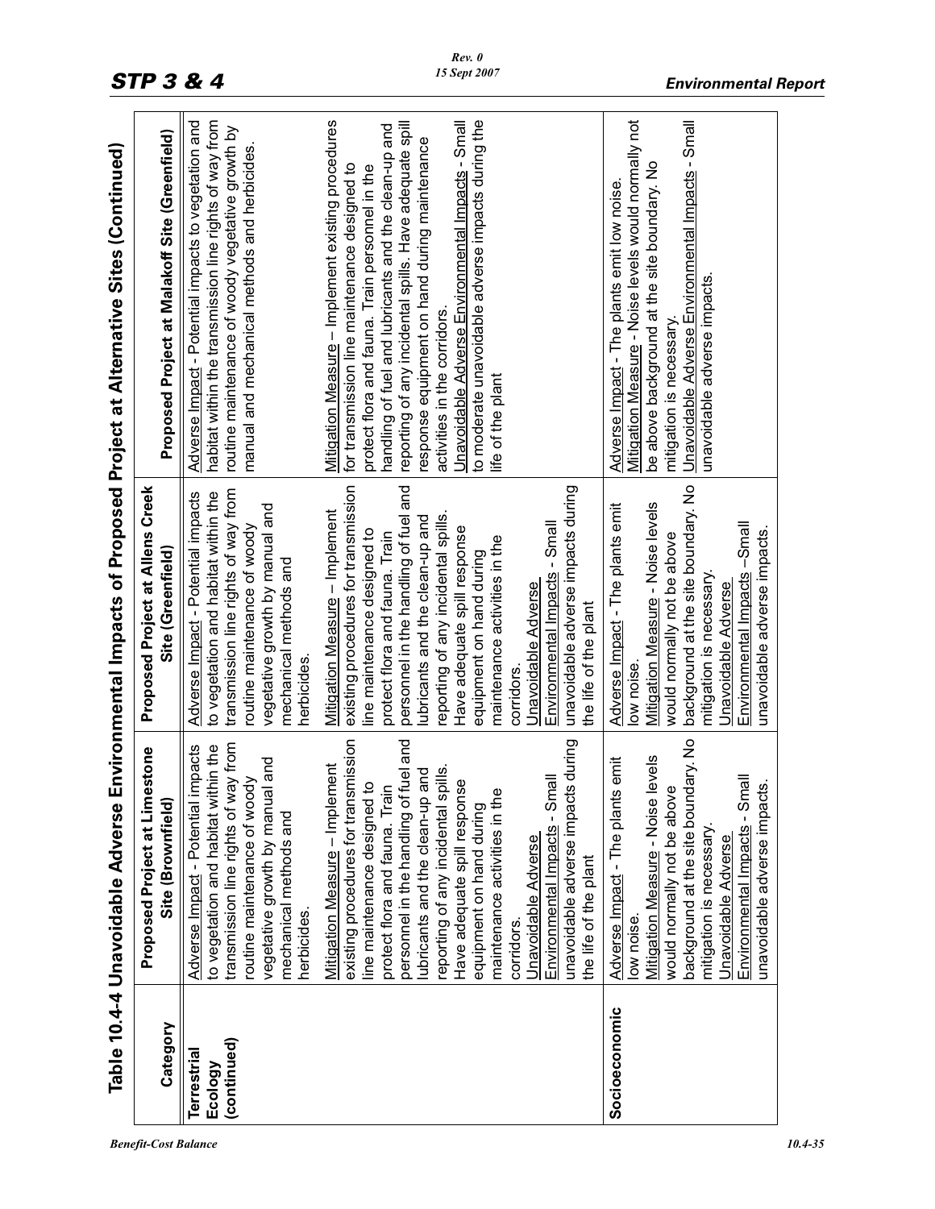## Table 10.4-4 Unavoidable Adverse Environmental Impacts of Proposed Project at Alternative Sites (Continued)

| Category | Proposed Project at Limestone Site (Brownfield) | Proposed Project at Allens Creek Site (Greenfield) | Proposed Project at Malakoff Site (Greenfield) |
|---|---|---|---|
| **Terrestrial Ecology (continued)** | Adverse Impact - Potential impacts to vegetation and habitat within the transmission line rights of way from routine maintenance of woody vegetative growth by manual and mechanical methods and herbicides. | Adverse Impact - Potential impacts to vegetation and habitat within the transmission line rights of way from routine maintenance of woody vegetative growth by manual and mechanical methods and herbicides. | Adverse Impact - Potential impacts to vegetation and habitat within the transmission line rights of way from routine maintenance of woody vegetative growth by manual and mechanical methods and herbicides. |
| | Mitigation Measure – Implement existing procedures for transmission line maintenance designed to protect flora and fauna. Train personnel in the handling of fuel and lubricants and the clean-up and reporting of any incidental spills. Have adequate spill response equipment on hand during maintenance activities in the corridors.<br>Unavoidable Adverse Environmental Impacts - Small unavoidable adverse impacts during the life of the plant | Mitigation Measure – Implement existing procedures for transmission line maintenance designed to protect flora and fauna. Train personnel in the handling of fuel and lubricants and the clean-up and reporting of any incidental spills. Have adequate spill response equipment on hand during maintenance activities in the corridors.<br>Unavoidable Adverse Environmental Impacts - Small unavoidable adverse impacts during the life of the plant | Mitigation Measure – Implement existing procedures for transmission line maintenance designed to protect flora and fauna. Train personnel in the handling of fuel and lubricants and the clean-up and reporting of any incidental spills. Have adequate spill response equipment on hand during maintenance activities in the corridors.<br>Unavoidable Adverse Environmental Impacts - Small to moderate unavoidable adverse impacts during the life of the plant |
| **Socioeconomic** | Adverse Impact - The plants emit low noise.<br>Mitigation Measure - Noise levels would normally not be above background at the site boundary. No mitigation is necessary.<br>Unavoidable Adverse Environmental Impacts - Small unavoidable adverse impacts. | Adverse Impact - The plants emit low noise.<br>Mitigation Measure - Noise levels would normally not be above background at the site boundary. No mitigation is necessary.<br>Unavoidable Adverse Environmental Impacts –Small unavoidable adverse impacts. | Adverse Impact - The plants emit low noise.<br>Mitigation Measure - Noise levels would normally not be above background at the site boundary. No mitigation is necessary.<br>Unavoidable Adverse Environmental Impacts - Small unavoidable adverse impacts. |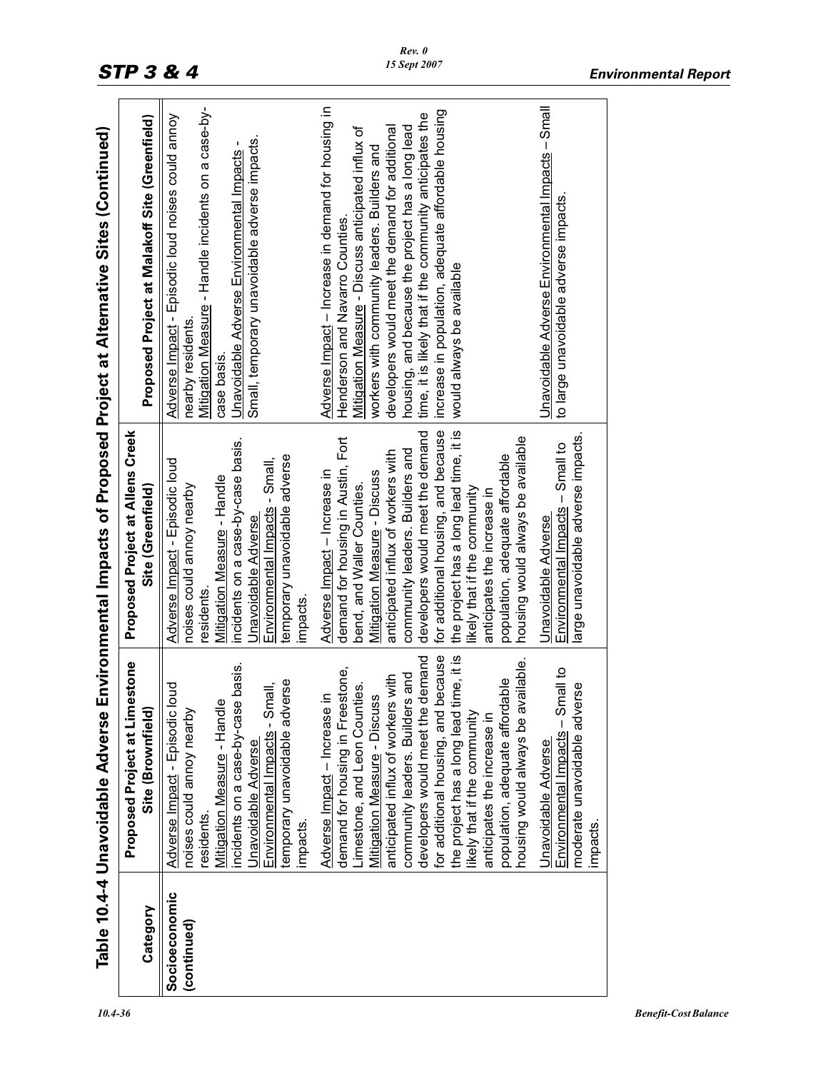## Table 10.4-4 Unavoidable Adverse Environmental Impacts of Proposed Project at Alternative Sites (Continued)

| Category | Proposed Project at Limestone Site (Brownfield) | Proposed Project at Allens Creek Site (Greenfield) | Proposed Project at Malakoff Site (Greenfield) |
|---|---|---|---|
| **Socioeconomic (continued)** | Adverse Impact - Episodic loud noises could annoy nearby residents.<br>Mitigation Measure - Handle incidents on a case-by-case basis.<br>Unavoidable Adverse Environmental Impacts - Small, temporary unavoidable adverse impacts. | Adverse Impact - Episodic loud noises could annoy nearby residents.<br>Mitigation Measure - Handle incidents on a case-by-case basis.<br>Unavoidable Adverse Environmental Impacts - Small, temporary unavoidable adverse impacts. | Adverse Impact - Episodic loud noises could annoy nearby residents.<br>Mitigation Measure - Handle incidents on a case-by-case basis.<br>Unavoidable Adverse Environmental Impacts - Small, temporary unavoidable adverse impacts. |
| | Adverse Impact – Increase in demand for housing in Freestone, Limestone, and Leon Counties.<br>Mitigation Measure - Discuss anticipated influx of workers with community leaders. Builders and developers would meet the demand for additional housing, and because the project has a long lead time, it is likely that if the community anticipates the increase in population, adequate affordable housing would always be available. | Adverse Impact – Increase in demand for housing in Austin, Fort bend, and Waller Counties.<br>Mitigation Measure - Discuss anticipated influx of workers with community leaders. Builders and developers would meet the demand for additional housing, and because the project has a long lead time, it is likely that if the community anticipates the increase in population, adequate affordable housing would always be available | Adverse Impact – Increase in demand for housing in Henderson and Navarro Counties.<br>Mitigation Measure - Discuss anticipated influx of workers with community leaders. Builders and developers would meet the demand for additional housing, and because the project has a long lead time, it is likely that if the community anticipates the increase in population, adequate affordable housing would always be available |
| | Unavoidable Adverse Environmental Impacts – Small to moderate unavoidable adverse impacts. | Unavoidable Adverse Environmental Impacts – Small to large unavoidable adverse impacts. | Unavoidable Adverse Environmental Impacts – Small to large unavoidable adverse impacts. |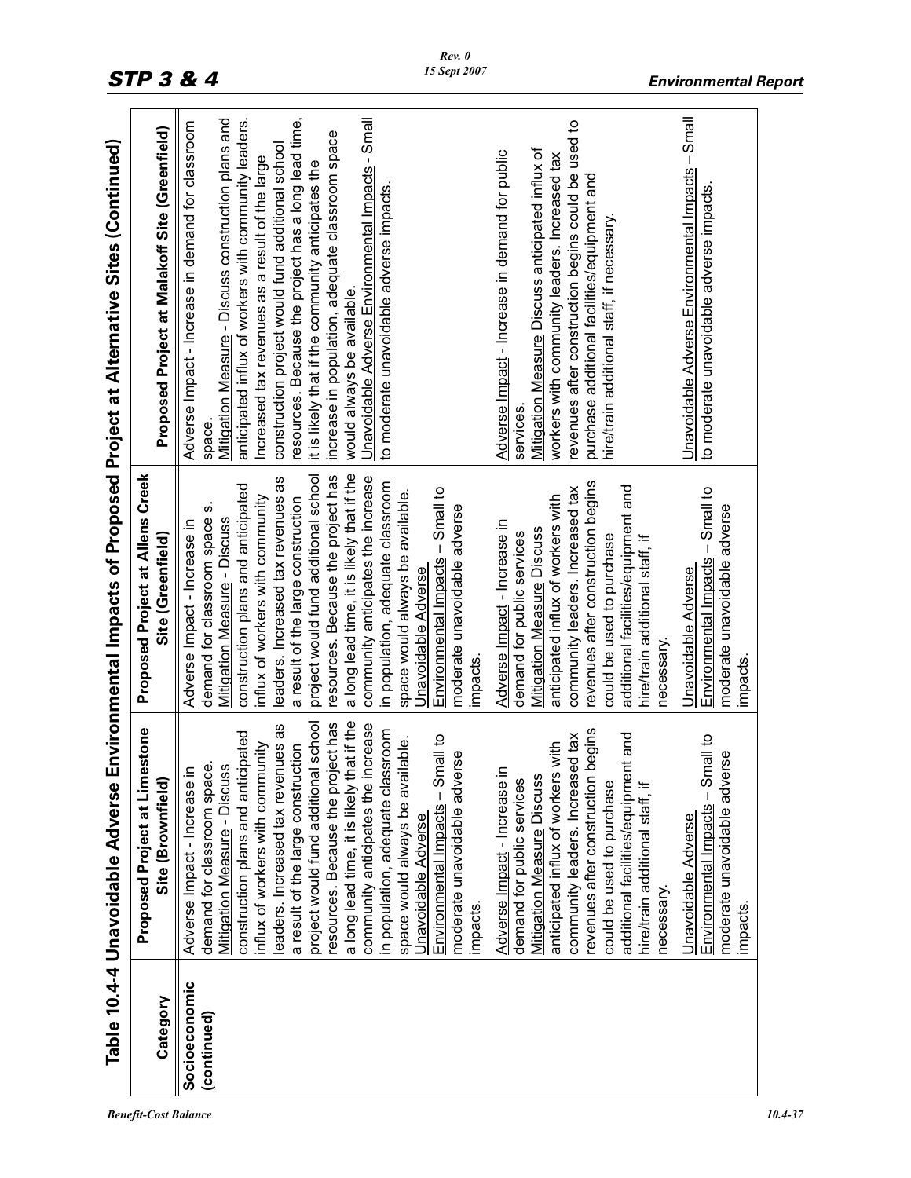## Table 10.4-4 Unavoidable Adverse Environmental Impacts of Proposed Project at Alternative Sites (Continued)

| Category | Proposed Project at Limestone Site (Brownfield) | Proposed Project at Allens Creek Site (Greenfield) | Proposed Project at Malakoff Site (Greenfield) |
|---|---|---|---|
| Socioeconomic (continued) | Adverse Impact - Increase in demand for classroom space.<br>Mitigation Measure - Discuss construction plans and anticipated influx of workers with community leaders. Increased tax revenues as a result of the large construction project would fund additional school resources. Because the project has a long lead time, it is likely that if the community anticipates the increase in population, adequate classroom space would always be available.<br>Unavoidable Adverse Environmental Impacts – Small to moderate unavoidable adverse impacts. | Adverse Impact - Increase in demand for classroom space s.<br>Mitigation Measure - Discuss construction plans and anticipated influx of workers with community leaders. Increased tax revenues as a result of the large construction project would fund additional school resources. Because the project has a long lead time, it is likely that if the community anticipates the increase in population, adequate classroom space would always be available.<br>Unavoidable Adverse Environmental Impacts – Small to moderate unavoidable adverse impacts. | Adverse Impact - Increase in demand for classroom space.<br>Mitigation Measure - Discuss construction plans and anticipated influx of workers with community leaders. Increased tax revenues as a result of the large construction project would fund additional school resources. Because the project has a long lead time, it is likely that if the community anticipates the increase in population, adequate classroom space would always be available.<br>Unavoidable Adverse Environmental Impacts - Small to moderate unavoidable adverse impacts. |
| | Adverse Impact - Increase in demand for public services<br>Mitigation Measure Discuss anticipated influx of workers with community leaders. Increased tax revenues after construction begins could be used to purchase additional facilities/equipment and hire/train additional staff, if necessary.<br>Unavoidable Adverse Environmental Impacts – Small to moderate unavoidable adverse impacts. | Adverse Impact - Increase in demand for public services<br>Mitigation Measure Discuss anticipated influx of workers with community leaders. Increased tax revenues after construction begins could be used to purchase additional facilities/equipment and hire/train additional staff, if necessary.<br>Unavoidable Adverse Environmental Impacts – Small to moderate unavoidable adverse impacts. | Adverse Impact - Increase in demand for public services.<br>Mitigation Measure Discuss anticipated influx of workers with community leaders. Increased tax revenues after construction begins could be used to purchase additional facilities/equipment and hire/train additional staff, if necessary.<br>Unavoidable Adverse Environmental Impacts – Small to moderate unavoidable adverse impacts. |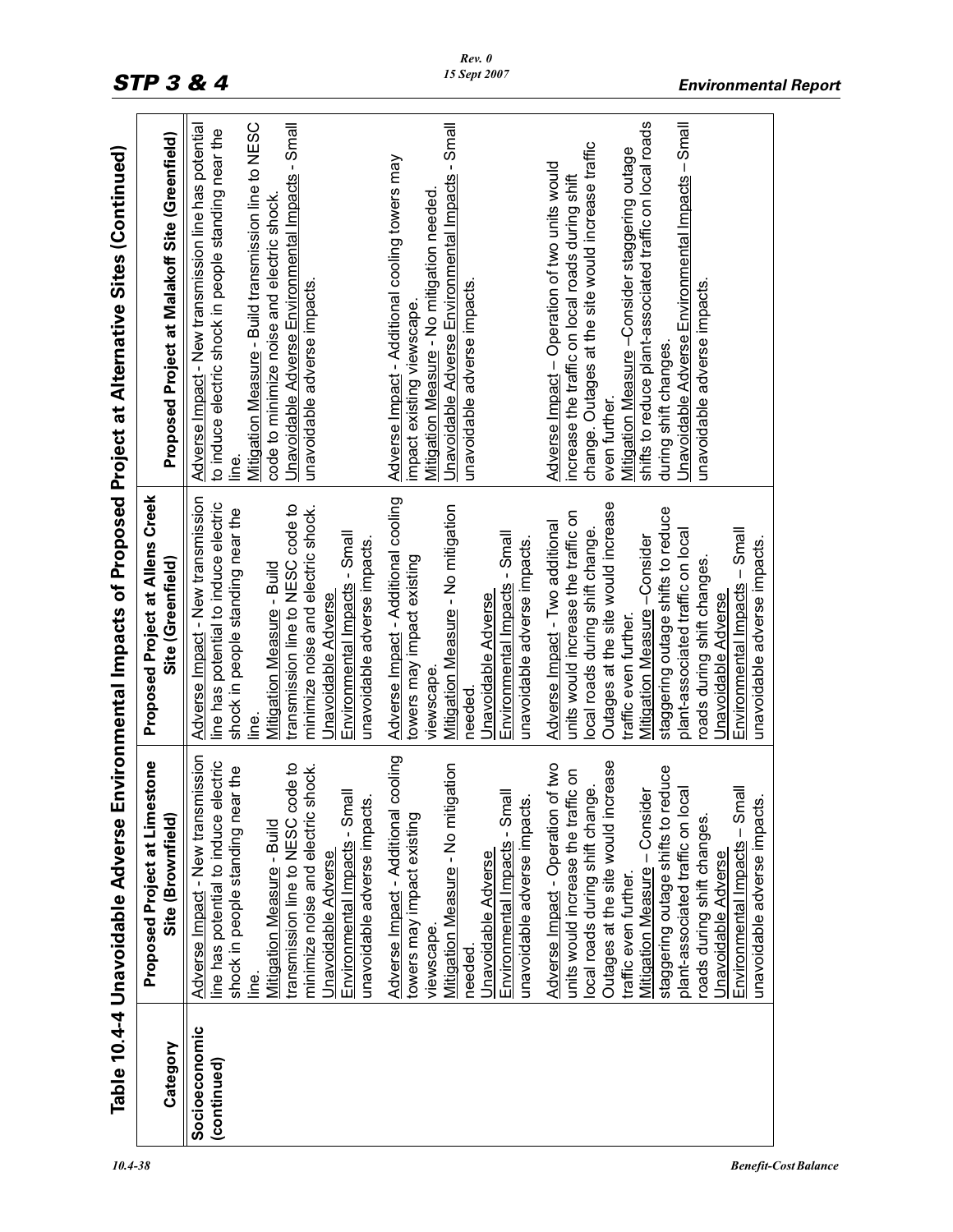# Table 10.4-4 Unavoidable Adverse Environmental Impacts of Proposed Project at Alternative Sites (Continued)

| Category | Proposed Project at Limestone Site (Brownfield) | Proposed Project at Allens Creek Site (Greenfield) | Proposed Project at Malakoff Site (Greenfield) |
|---|---|---|---|
| Socioeconomic (continued) | Adverse Impact - New transmission line has potential to induce electric shock in people standing near the line.<br>Mitigation Measure - Build transmission line to NESC code to minimize noise and electric shock.<br>Unavoidable Adverse Environmental Impacts - Small unavoidable adverse impacts. | Adverse Impact - New transmission line has potential to induce electric shock in people standing near the line.<br>Mitigation Measure - Build transmission line to NESC code to minimize noise and electric shock.<br>Unavoidable Adverse Environmental Impacts - Small unavoidable adverse impacts. | Adverse Impact - New transmission line has potential to induce electric shock in people standing near the line.<br>Mitigation Measure - Build transmission line to NESC code to minimize noise and electric shock.<br>Unavoidable Adverse Environmental Impacts - Small unavoidable adverse impacts. |
| | Adverse Impact - Additional cooling towers may impact existing viewscape.<br>Mitigation Measure - No mitigation needed.<br>Unavoidable Adverse Environmental Impacts - Small unavoidable adverse impacts. | Adverse Impact - Additional cooling towers may impact existing viewscape.<br>Mitigation Measure - No mitigation needed.<br>Unavoidable Adverse Environmental Impacts - Small unavoidable adverse impacts. | Adverse Impact - Additional cooling towers may impact existing viewscape.<br>Mitigation Measure - No mitigation needed.<br>Unavoidable Adverse Environmental Impacts - Small unavoidable adverse impacts. |
| | Adverse Impact - Operation of two units would increase the traffic on local roads during shift change. Outages at the site would increase traffic even further.<br>Mitigation Measure – Consider staggering outage shifts to reduce plant-associated traffic on local roads during shift changes.<br>Unavoidable Adverse Environmental Impacts – Small unavoidable adverse impacts. | Adverse Impact - Two additional units would increase the traffic on local roads during shift change. Outages at the site would increase traffic even further.<br>Mitigation Measure –Consider staggering outage shifts to reduce plant-associated traffic on local roads during shift changes.<br>Unavoidable Adverse Environmental Impacts – Small unavoidable adverse impacts. | Adverse Impact – Operation of two units would increase the traffic on local roads during shift change. Outages at the site would increase traffic even further.<br>Mitigation Measure –Consider staggering outage shifts to reduce plant-associated traffic on local roads during shift changes.<br>Unavoidable Adverse Environmental Impacts – Small unavoidable adverse impacts. |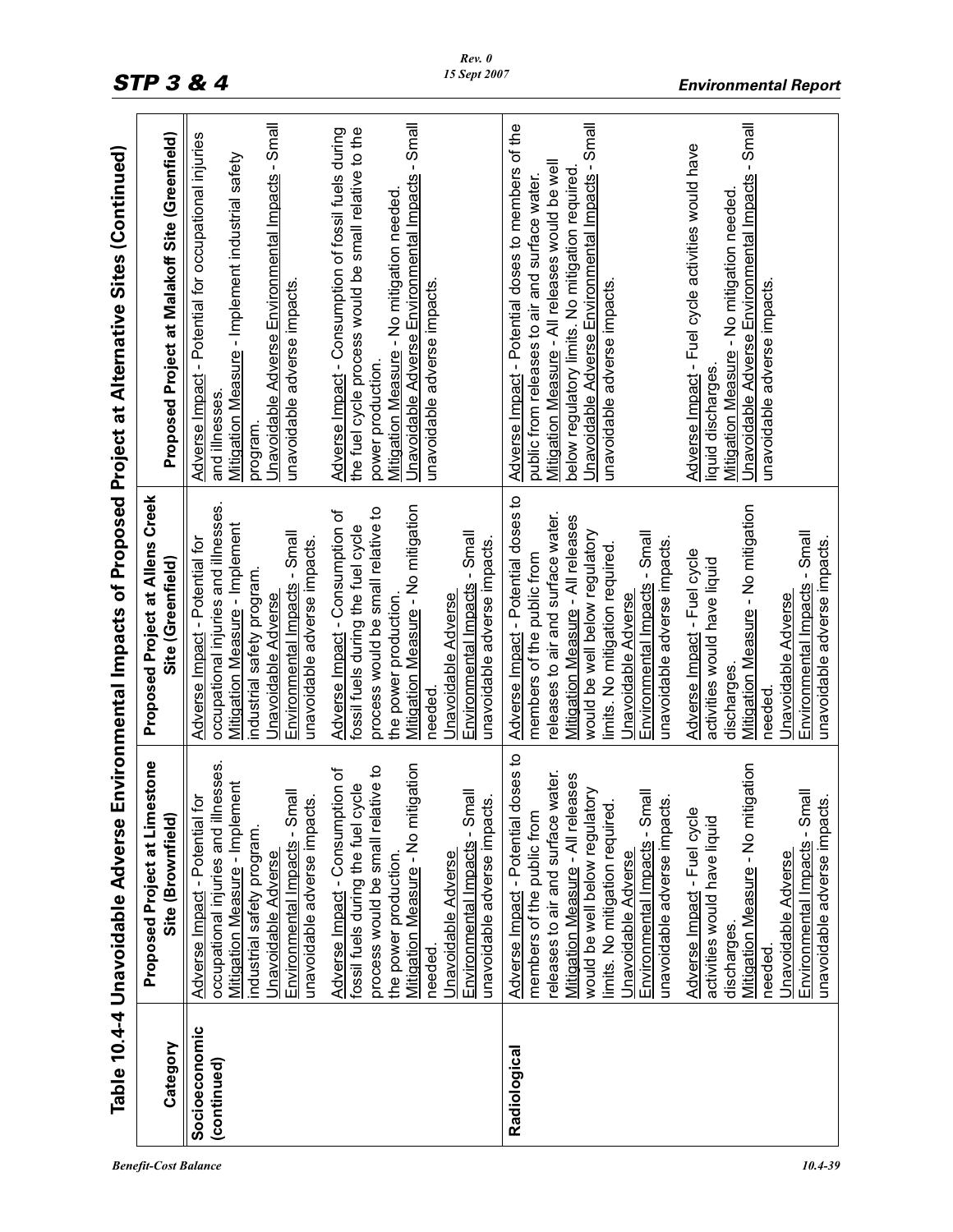## Table 10.4-4 Unavoidable Adverse Environmental Impacts of Proposed Project at Alternative Sites (Continued)

| Category | Proposed Project at Limestone Site (Brownfield) | Proposed Project at Allens Creek Site (Greenfield) | Proposed Project at Malakoff Site (Greenfield) |
|---|---|---|---|
| Socioeconomic (continued) | Adverse Impact - Potential for occupational injuries and illnesses.<br>Mitigation Measure - Implement industrial safety program.<br>Unavoidable Adverse Environmental Impacts - Small unavoidable adverse impacts.<br><br>Adverse Impact - Consumption of fossil fuels during the fuel cycle process would be small relative to the power production.<br>Mitigation Measure - No mitigation needed.<br>Unavoidable Adverse Environmental Impacts - Small unavoidable adverse impacts. | Adverse Impact - Potential for occupational injuries and illnesses.<br>Mitigation Measure - Implement industrial safety program.<br>Unavoidable Adverse Environmental Impacts - Small unavoidable adverse impacts.<br><br>Adverse Impact - Consumption of fossil fuels during the fuel cycle process would be small relative to the power production.<br>Mitigation Measure - No mitigation needed.<br>Unavoidable Adverse Environmental Impacts - Small unavoidable adverse impacts. | Adverse Impact - Potential for occupational injuries and illnesses.<br>Mitigation Measure - Implement industrial safety program.<br>Unavoidable Adverse Environmental Impacts - Small unavoidable adverse impacts.<br><br>Adverse Impact - Consumption of fossil fuels during the fuel cycle process would be small relative to the power production.<br>Mitigation Measure - No mitigation needed.<br>Unavoidable Adverse Environmental Impacts - Small unavoidable adverse impacts. |
| Radiological | Adverse Impact - Potential doses to members of the public from releases to air and surface water.<br>Mitigation Measure - All releases would be well below regulatory limits. No mitigation required.<br>Unavoidable Adverse Environmental Impacts - Small unavoidable adverse impacts.<br><br>Adverse Impact - Fuel cycle activities would have liquid discharges.<br>Mitigation Measure - No mitigation needed.<br>Unavoidable Adverse Environmental Impacts - Small unavoidable adverse impacts. | Adverse Impact - Potential doses to members of the public from releases to air and surface water.<br>Mitigation Measure - All releases would be well below regulatory limits. No mitigation required.<br>Unavoidable Adverse Environmental Impacts - Small unavoidable adverse impacts.<br><br>Adverse Impact - Fuel cycle activities would have liquid discharges.<br>Mitigation Measure - No mitigation needed.<br>Unavoidable Adverse Environmental Impacts - Small unavoidable adverse impacts. | Adverse Impact - Potential doses to members of the public from releases to air and surface water.<br>Mitigation Measure - All releases would be well below regulatory limits. No mitigation required.<br>Unavoidable Adverse Environmental Impacts - Small unavoidable adverse impacts.<br><br>Adverse Impact - Fuel cycle activities would have liquid discharges.<br>Mitigation Measure - No mitigation needed.<br>Unavoidable Adverse Environmental Impacts - Small unavoidable adverse impacts. |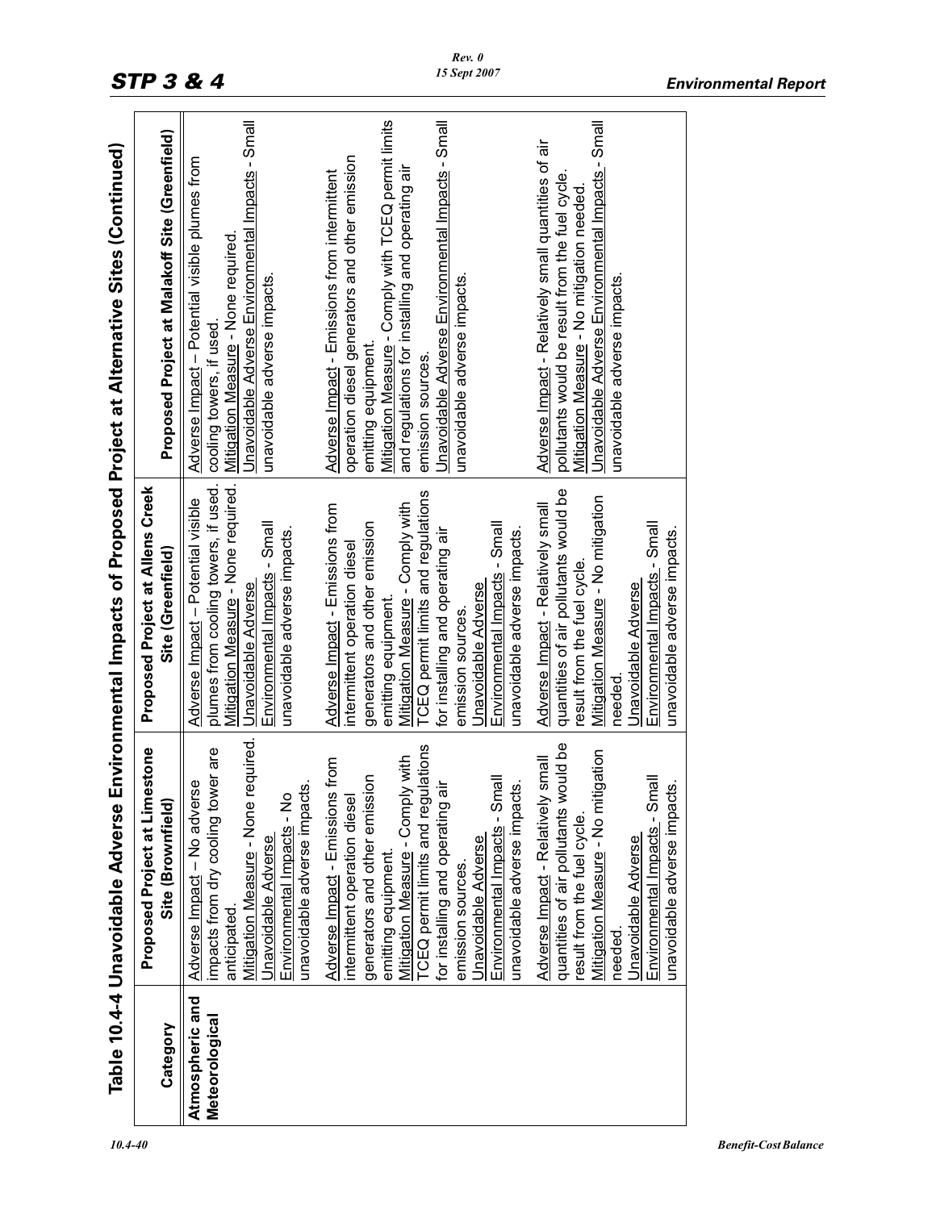## Table 10.4-4 Unavoidable Adverse Environmental Impacts of Proposed Project at Alternative Sites (Continued)

| Category | Proposed Project at Limestone Site (Brownfield) | Proposed Project at Allens Creek Site (Greenfield) | Proposed Project at Malakoff Site (Greenfield) |
|---|---|---|---|
| **Atmospheric and Meteorological** | Adverse Impact – No adverse impacts from dry cooling tower are anticipated.<br>Mitigation Measure - None required.<br>Unavoidable Adverse Environmental Impacts - No unavoidable adverse impacts. | Adverse Impact – Potential visible plumes from cooling towers, if used.<br>Mitigation Measure - None required.<br>Unavoidable Adverse Environmental Impacts - Small unavoidable adverse impacts. | Adverse Impact – Potential visible plumes from cooling towers, if used.<br>Mitigation Measure - None required.<br>Unavoidable Adverse Environmental Impacts - Small unavoidable adverse impacts. |
| | Adverse Impact - Emissions from intermittent operation diesel generators and other emission emitting equipment.<br>Mitigation Measure - Comply with TCEQ permit limits and regulations for installing and operating air emission sources.<br>Unavoidable Adverse Environmental Impacts - Small unavoidable adverse impacts. | Adverse Impact - Emissions from intermittent operation diesel generators and other emission emitting equipment.<br>Mitigation Measure - Comply with TCEQ permit limits and regulations for installing and operating air emission sources.<br>Unavoidable Adverse Environmental Impacts - Small unavoidable adverse impacts. | Adverse Impact - Emissions from intermittent operation diesel generators and other emission emitting equipment.<br>Mitigation Measure - Comply with TCEQ permit limits and regulations for installing and operating air emission sources.<br>Unavoidable Adverse Environmental Impacts - Small unavoidable adverse impacts. |
| | Adverse Impact - Relatively small quantities of air pollutants would be result from the fuel cycle.<br>Mitigation Measure - No mitigation needed.<br>Unavoidable Adverse Environmental Impacts - Small unavoidable adverse impacts. | Adverse Impact - Relatively small quantities of air pollutants would be result from the fuel cycle.<br>Mitigation Measure - No mitigation needed.<br>Unavoidable Adverse Environmental Impacts - Small unavoidable adverse impacts. | Adverse Impact - Relatively small quantities of air pollutants would be result from the fuel cycle.<br>Mitigation Measure - No mitigation needed.<br>Unavoidable Adverse Environmental Impacts - Small unavoidable adverse impacts. |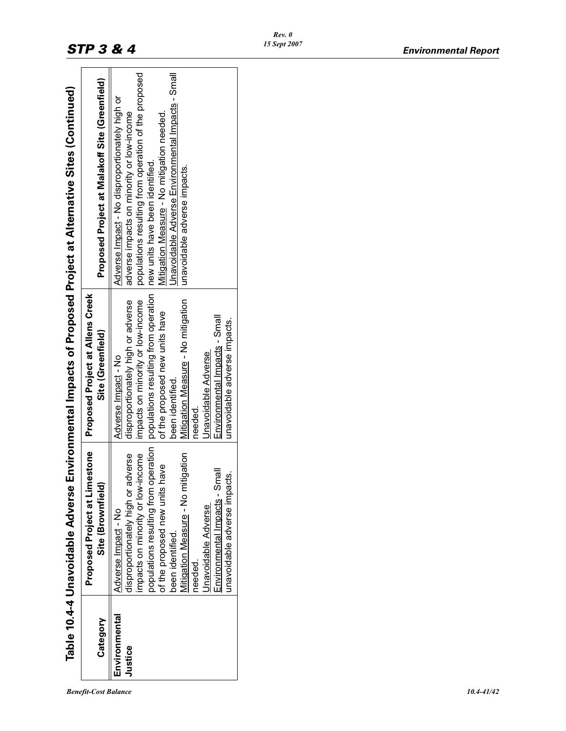# Table 10.4-4 Unavoidable Adverse Environmental Impacts of Proposed Project at Alternative Sites (Continued)

| Category | Proposed Project at Limestone Site (Brownfield) | Proposed Project at Allens Creek Site (Greenfield) | Proposed Project at Malakoff Site (Greenfield) |
|---|---|---|---|
| Environmental Justice | Adverse Impact - No disproportionately high or adverse impacts on minority or low-income populations resulting from operation of the proposed new units have been identified.<br>Mitigation Measure - No mitigation needed.<br>Unavoidable Adverse Environmental Impacts - Small unavoidable adverse impacts. | Adverse Impact - No disproportionately high or adverse impacts on minority or low-income populations resulting from operation of the proposed new units have been identified.<br>Mitigation Measure - No mitigation needed.<br>Unavoidable Adverse Environmental Impacts - Small unavoidable adverse impacts. | Adverse Impact - No disproportionately high or adverse impacts on minority or low-income populations resulting from operation of the proposed new units have been identified.<br>Mitigation Measure - No mitigation needed.<br>Unavoidable Adverse Environmental Impacts - Small unavoidable adverse impacts. |